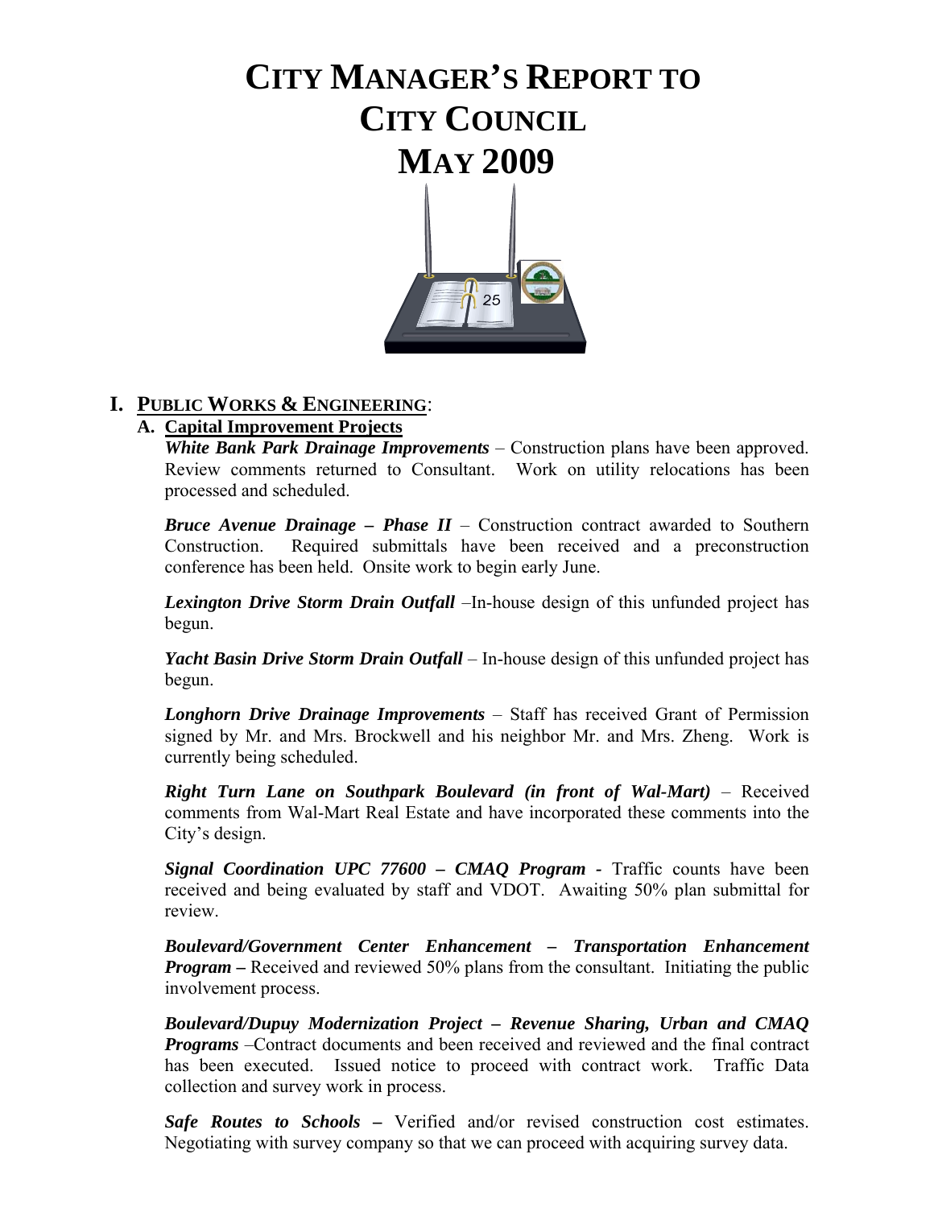# CITY MANAGER'S REPORT TO CITY COUNCIL MAY 2009

## I. PUBLIC WORKS & ENGINEERING:

### A. Capital Improvement Projects

***White Bank Park Drainage Improvements*** – Construction plans have been approved. Review comments returned to Consultant. Work on utility relocations has been processed and scheduled.

***Bruce Avenue Drainage – Phase II*** – Construction contract awarded to Southern Construction. Required submittals have been received and a preconstruction conference has been held. Onsite work to begin early June.

***Lexington Drive Storm Drain Outfall*** –In-house design of this unfunded project has begun.

***Yacht Basin Drive Storm Drain Outfall*** – In-house design of this unfunded project has begun.

***Longhorn Drive Drainage Improvements*** – Staff has received Grant of Permission signed by Mr. and Mrs. Brockwell and his neighbor Mr. and Mrs. Zheng. Work is currently being scheduled.

***Right Turn Lane on Southpark Boulevard (in front of Wal-Mart)*** – Received comments from Wal-Mart Real Estate and have incorporated these comments into the City's design.

***Signal Coordination UPC 77600 – CMAQ Program -*** Traffic counts have been received and being evaluated by staff and VDOT. Awaiting 50% plan submittal for review.

***Boulevard/Government Center Enhancement – Transportation Enhancement Program –*** Received and reviewed 50% plans from the consultant. Initiating the public involvement process.

***Boulevard/Dupuy Modernization Project – Revenue Sharing, Urban and CMAQ Programs*** –Contract documents and been received and reviewed and the final contract has been executed. Issued notice to proceed with contract work. Traffic Data collection and survey work in process.

***Safe Routes to Schools –*** Verified and/or revised construction cost estimates. Negotiating with survey company so that we can proceed with acquiring survey data.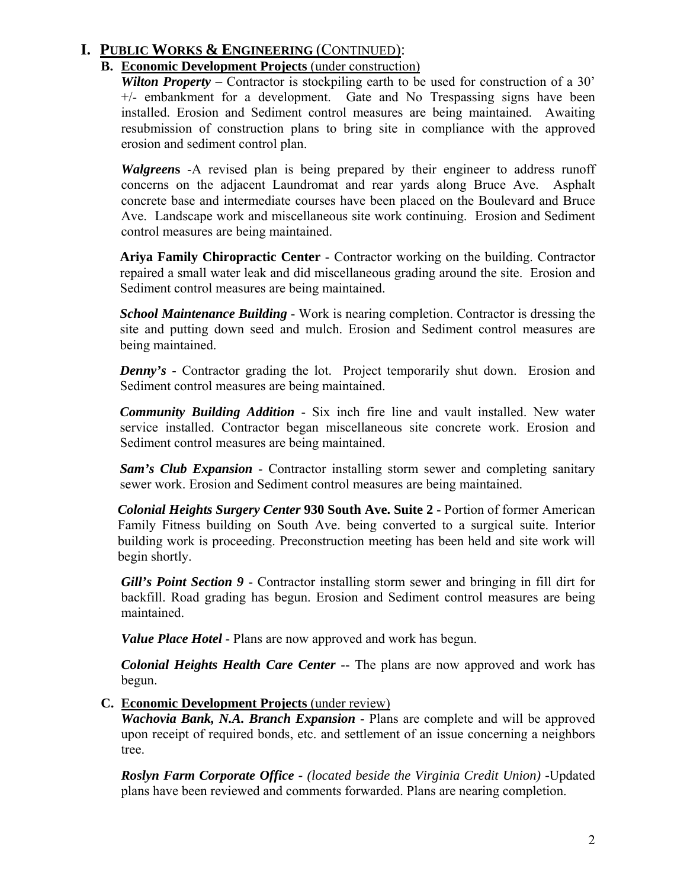# I. PUBLIC WORKS & ENGINEERING (CONTINUED):

## B. Economic Development Projects (under construction)

***Wilton Property*** – Contractor is stockpiling earth to be used for construction of a 30' +/- embankment for a development. Gate and No Trespassing signs have been installed. Erosion and Sediment control measures are being maintained. Awaiting resubmission of construction plans to bring site in compliance with the approved erosion and sediment control plan.

***Walgreens*** -A revised plan is being prepared by their engineer to address runoff concerns on the adjacent Laundromat and rear yards along Bruce Ave. Asphalt concrete base and intermediate courses have been placed on the Boulevard and Bruce Ave. Landscape work and miscellaneous site work continuing. Erosion and Sediment control measures are being maintained.

**Ariya Family Chiropractic Center** - Contractor working on the building. Contractor repaired a small water leak and did miscellaneous grading around the site. Erosion and Sediment control measures are being maintained.

***School Maintenance Building*** - Work is nearing completion. Contractor is dressing the site and putting down seed and mulch. Erosion and Sediment control measures are being maintained.

***Denny's*** - Contractor grading the lot. Project temporarily shut down. Erosion and Sediment control measures are being maintained.

***Community Building Addition*** - Six inch fire line and vault installed. New water service installed. Contractor began miscellaneous site concrete work. Erosion and Sediment control measures are being maintained.

***Sam's Club Expansion*** - Contractor installing storm sewer and completing sanitary sewer work. Erosion and Sediment control measures are being maintained.

***Colonial Heights Surgery Center*** **930 South Ave. Suite 2** - Portion of former American Family Fitness building on South Ave. being converted to a surgical suite. Interior building work is proceeding. Preconstruction meeting has been held and site work will begin shortly.

***Gill's Point Section 9*** - Contractor installing storm sewer and bringing in fill dirt for backfill. Road grading has begun. Erosion and Sediment control measures are being maintained.

***Value Place Hotel*** - Plans are now approved and work has begun.

***Colonial Heights Health Care Center*** -- The plans are now approved and work has begun.

## C. Economic Development Projects (under review)

***Wachovia Bank, N.A. Branch Expansion*** - Plans are complete and will be approved upon receipt of required bonds, etc. and settlement of an issue concerning a neighbors tree.

***Roslyn Farm Corporate Office*** - *(located beside the Virginia Credit Union)* -Updated plans have been reviewed and comments forwarded. Plans are nearing completion.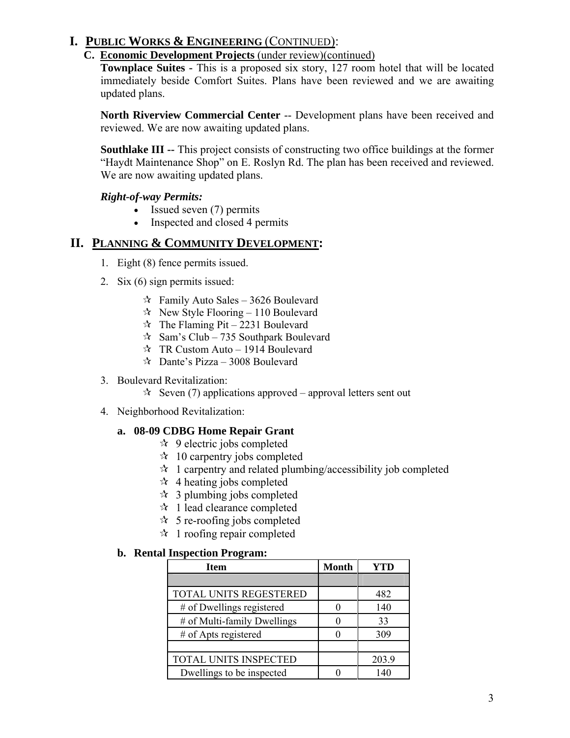# I. PUBLIC WORKS & ENGINEERING (CONTINUED):

## C. Economic Development Projects (under review)(continued)

**Townplace Suites -** This is a proposed six story, 127 room hotel that will be located immediately beside Comfort Suites. Plans have been reviewed and we are awaiting updated plans.

**North Riverview Commercial Center** -- Development plans have been received and reviewed. We are now awaiting updated plans.

**Southlake III --** This project consists of constructing two office buildings at the former "Haydt Maintenance Shop" on E. Roslyn Rd. The plan has been received and reviewed. We are now awaiting updated plans.

***Right-of-way Permits:***

- Issued seven (7) permits
- Inspected and closed 4 permits

# II. PLANNING & COMMUNITY DEVELOPMENT:

1. Eight (8) fence permits issued.
2. Six (6) sign permits issued:
   - ✰ Family Auto Sales – 3626 Boulevard
   - ✰ New Style Flooring – 110 Boulevard
   - ✰ The Flaming Pit – 2231 Boulevard
   - ✰ Sam's Club – 735 Southpark Boulevard
   - ✰ TR Custom Auto – 1914 Boulevard
   - ✰ Dante's Pizza – 3008 Boulevard
3. Boulevard Revitalization:
   - ✰ Seven (7) applications approved – approval letters sent out
4. Neighborhood Revitalization:

### a. 08-09 CDBG Home Repair Grant

- ✰ 9 electric jobs completed
- ✰ 10 carpentry jobs completed
- ✰ 1 carpentry and related plumbing/accessibility job completed
- ✰ 4 heating jobs completed
- ✰ 3 plumbing jobs completed
- ✰ 1 lead clearance completed
- ✰ 5 re-roofing jobs completed
- ✰ 1 roofing repair completed

### b. Rental Inspection Program:

| Item | Month | YTD |
|---|---|---|
| | | |
| TOTAL UNITS REGESTERED | | 482 |
| # of Dwellings registered | 0 | 140 |
| # of Multi-family Dwellings | 0 | 33 |
| # of Apts registered | 0 | 309 |
| | | |
| TOTAL UNITS INSPECTED | | 203.9 |
| Dwellings to be inspected | 0 | 140 |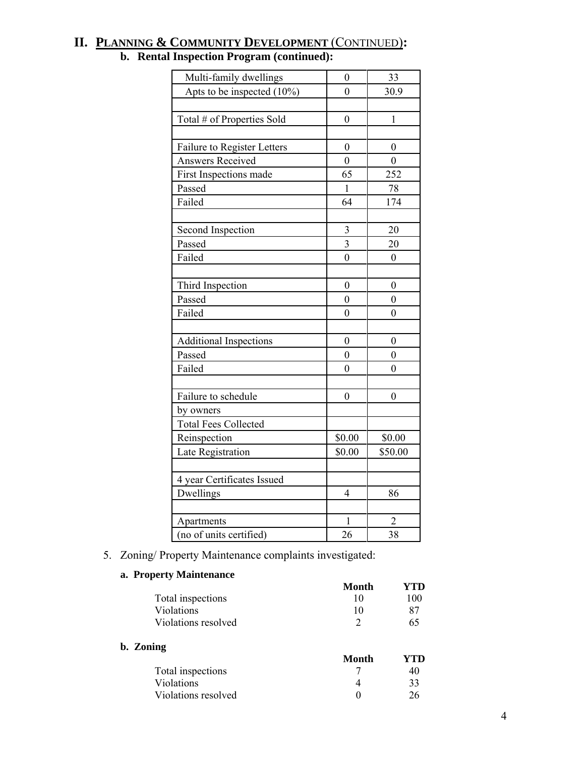# II. PLANNING & COMMUNITY DEVELOPMENT (CONTINUED):

## b. Rental Inspection Program (continued):

| | | |
|---|---|---|
| Multi-family dwellings | 0 | 33 |
| Apts to be inspected (10%) | 0 | 30.9 |
| | | |
| Total # of Properties Sold | 0 | 1 |
| | | |
| Failure to Register Letters | 0 | 0 |
| Answers Received | 0 | 0 |
| First Inspections made | 65 | 252 |
| Passed | 1 | 78 |
| Failed | 64 | 174 |
| | | |
| Second Inspection | 3 | 20 |
| Passed | 3 | 20 |
| Failed | 0 | 0 |
| | | |
| Third Inspection | 0 | 0 |
| Passed | 0 | 0 |
| Failed | 0 | 0 |
| | | |
| Additional Inspections | 0 | 0 |
| Passed | 0 | 0 |
| Failed | 0 | 0 |
| | | |
| Failure to schedule | 0 | 0 |
| by owners | | |
| Total Fees Collected | | |
| Reinspection | $0.00 | $0.00 |
| Late Registration | $0.00 | $50.00 |
| | | |
| 4 year Certificates Issued | | |
| Dwellings | 4 | 86 |
| | | |
| Apartments | 1 | 2 |
| (no of units certified) | 26 | 38 |

5. Zoning/ Property Maintenance complaints investigated:

**a. Property Maintenance**

| | Month | YTD |
|---|---|---|
| Total inspections | 10 | 100 |
| Violations | 10 | 87 |
| Violations resolved | 2 | 65 |

**b. Zoning**

| | Month | YTD |
|---|---|---|
| Total inspections | 7 | 40 |
| Violations | 4 | 33 |
| Violations resolved | 0 | 26 |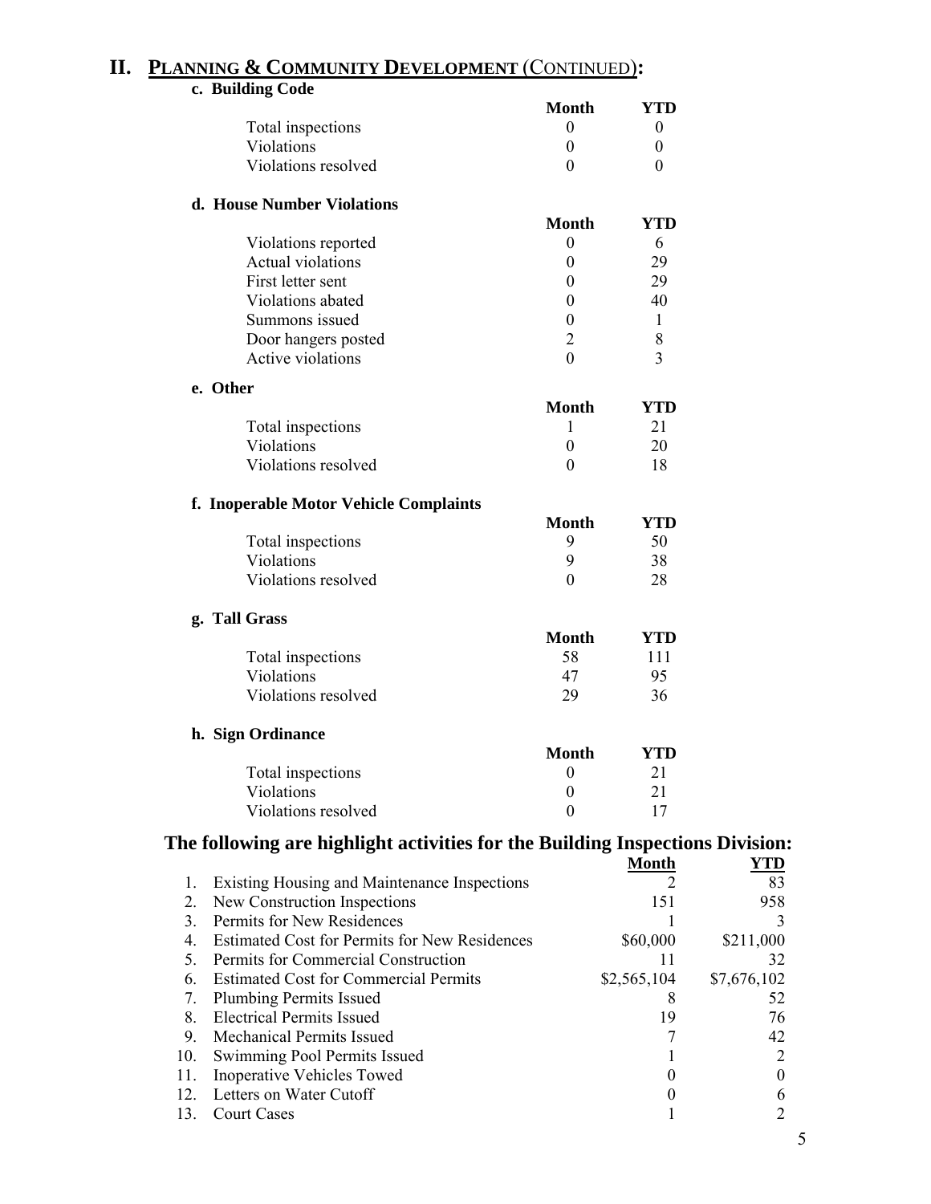## II. PLANNING & COMMUNITY DEVELOPMENT (CONTINUED):

### c. Building Code

| | Month | YTD |
|---|---|---|
| Total inspections | 0 | 0 |
| Violations | 0 | 0 |
| Violations resolved | 0 | 0 |

### d. House Number Violations

| | Month | YTD |
|---|---|---|
| Violations reported | 0 | 6 |
| Actual violations | 0 | 29 |
| First letter sent | 0 | 29 |
| Violations abated | 0 | 40 |
| Summons issued | 0 | 1 |
| Door hangers posted | 2 | 8 |
| Active violations | 0 | 3 |

### e. Other

| | Month | YTD |
|---|---|---|
| Total inspections | 1 | 21 |
| Violations | 0 | 20 |
| Violations resolved | 0 | 18 |

### f. Inoperable Motor Vehicle Complaints

| | Month | YTD |
|---|---|---|
| Total inspections | 9 | 50 |
| Violations | 9 | 38 |
| Violations resolved | 0 | 28 |

### g. Tall Grass

| | Month | YTD |
|---|---|---|
| Total inspections | 58 | 111 |
| Violations | 47 | 95 |
| Violations resolved | 29 | 36 |

### h. Sign Ordinance

| | Month | YTD |
|---|---|---|
| Total inspections | 0 | 21 |
| Violations | 0 | 21 |
| Violations resolved | 0 | 17 |

### The following are highlight activities for the Building Inspections Division:

| | | Month | YTD |
|---|---|---|---|
| 1. | Existing Housing and Maintenance Inspections | 2 | 83 |
| 2. | New Construction Inspections | 151 | 958 |
| 3. | Permits for New Residences | 1 | 3 |
| 4. | Estimated Cost for Permits for New Residences | $60,000 | $211,000 |
| 5. | Permits for Commercial Construction | 11 | 32 |
| 6. | Estimated Cost for Commercial Permits | $2,565,104 | $7,676,102 |
| 7. | Plumbing Permits Issued | 8 | 52 |
| 8. | Electrical Permits Issued | 19 | 76 |
| 9. | Mechanical Permits Issued | 7 | 42 |
| 10. | Swimming Pool Permits Issued | 1 | 2 |
| 11. | Inoperative Vehicles Towed | 0 | 0 |
| 12. | Letters on Water Cutoff | 0 | 6 |
| 13. | Court Cases | 1 | 2 |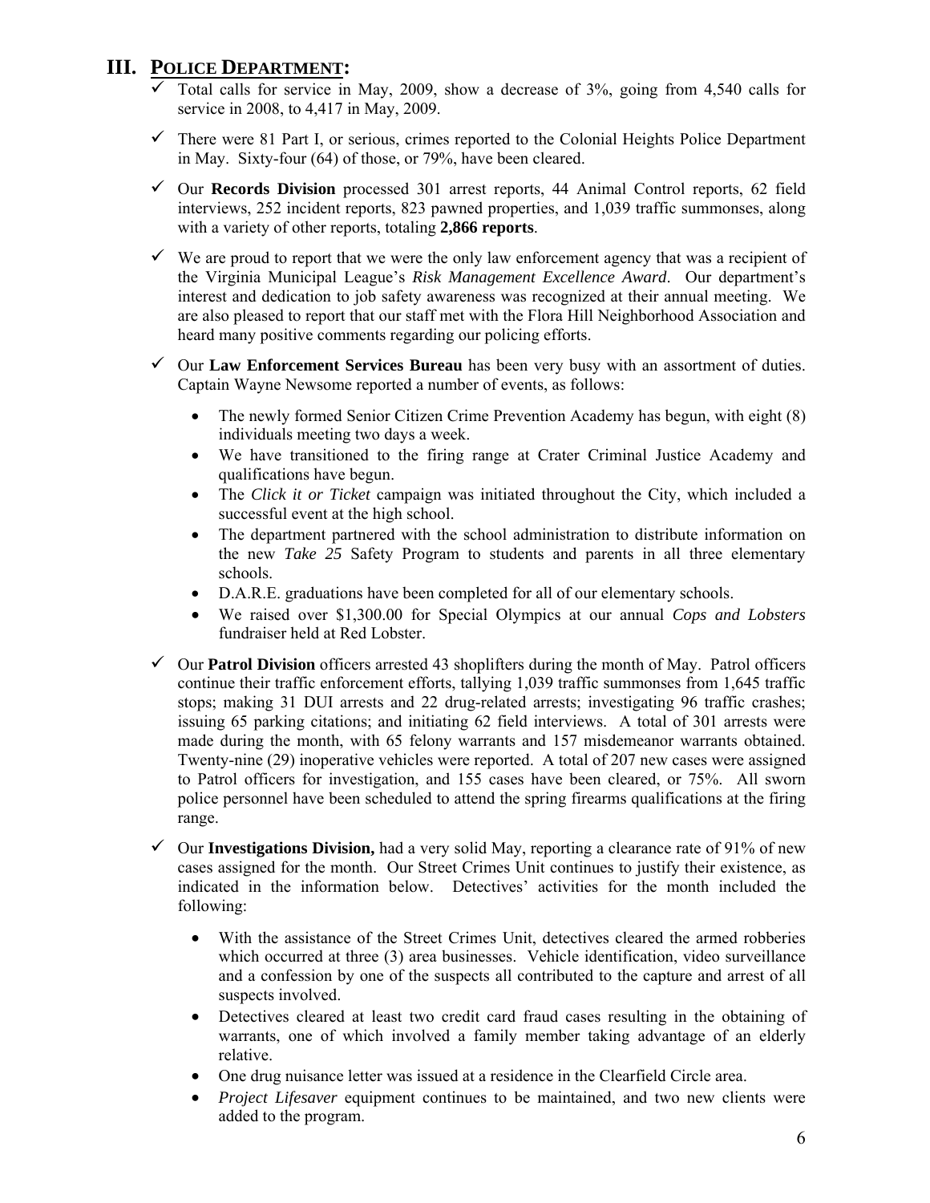# III. POLICE DEPARTMENT:

- ✓ Total calls for service in May, 2009, show a decrease of 3%, going from 4,540 calls for service in 2008, to 4,417 in May, 2009.
- ✓ There were 81 Part I, or serious, crimes reported to the Colonial Heights Police Department in May. Sixty-four (64) of those, or 79%, have been cleared.
- ✓ Our **Records Division** processed 301 arrest reports, 44 Animal Control reports, 62 field interviews, 252 incident reports, 823 pawned properties, and 1,039 traffic summonses, along with a variety of other reports, totaling **2,866 reports**.
- ✓ We are proud to report that we were the only law enforcement agency that was a recipient of the Virginia Municipal League's *Risk Management Excellence Award*. Our department's interest and dedication to job safety awareness was recognized at their annual meeting. We are also pleased to report that our staff met with the Flora Hill Neighborhood Association and heard many positive comments regarding our policing efforts.
- ✓ Our **Law Enforcement Services Bureau** has been very busy with an assortment of duties. Captain Wayne Newsome reported a number of events, as follows:
  - The newly formed Senior Citizen Crime Prevention Academy has begun, with eight (8) individuals meeting two days a week.
  - We have transitioned to the firing range at Crater Criminal Justice Academy and qualifications have begun.
  - The *Click it or Ticket* campaign was initiated throughout the City, which included a successful event at the high school.
  - The department partnered with the school administration to distribute information on the new *Take 25* Safety Program to students and parents in all three elementary schools.
  - D.A.R.E. graduations have been completed for all of our elementary schools.
  - We raised over $1,300.00 for Special Olympics at our annual *Cops and Lobsters* fundraiser held at Red Lobster.
- ✓ Our **Patrol Division** officers arrested 43 shoplifters during the month of May. Patrol officers continue their traffic enforcement efforts, tallying 1,039 traffic summonses from 1,645 traffic stops; making 31 DUI arrests and 22 drug-related arrests; investigating 96 traffic crashes; issuing 65 parking citations; and initiating 62 field interviews. A total of 301 arrests were made during the month, with 65 felony warrants and 157 misdemeanor warrants obtained. Twenty-nine (29) inoperative vehicles were reported. A total of 207 new cases were assigned to Patrol officers for investigation, and 155 cases have been cleared, or 75%. All sworn police personnel have been scheduled to attend the spring firearms qualifications at the firing range.
- ✓ Our **Investigations Division,** had a very solid May, reporting a clearance rate of 91% of new cases assigned for the month. Our Street Crimes Unit continues to justify their existence, as indicated in the information below. Detectives' activities for the month included the following:
  - With the assistance of the Street Crimes Unit, detectives cleared the armed robberies which occurred at three (3) area businesses. Vehicle identification, video surveillance and a confession by one of the suspects all contributed to the capture and arrest of all suspects involved.
  - Detectives cleared at least two credit card fraud cases resulting in the obtaining of warrants, one of which involved a family member taking advantage of an elderly relative.
  - One drug nuisance letter was issued at a residence in the Clearfield Circle area.
  - *Project Lifesaver* equipment continues to be maintained, and two new clients were added to the program.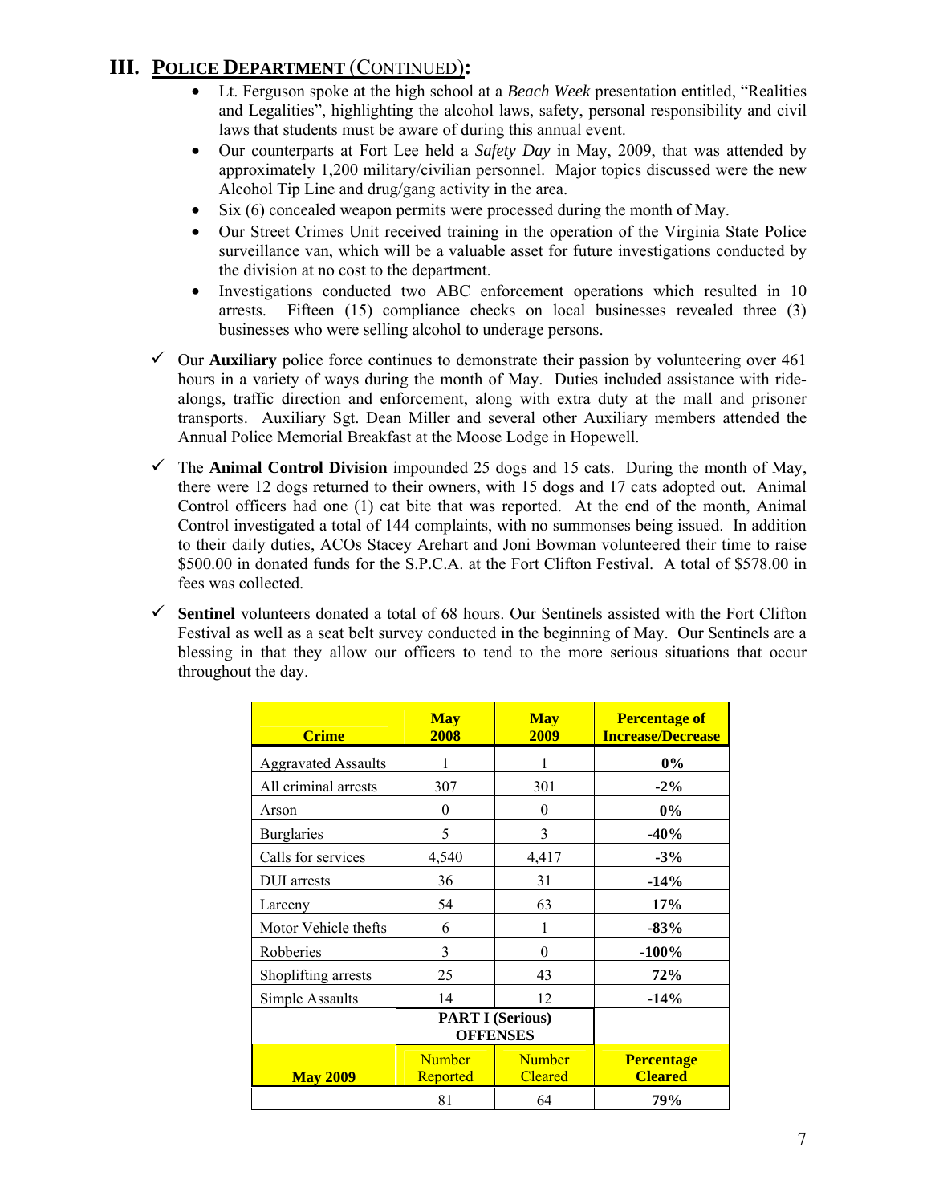## III. POLICE DEPARTMENT (CONTINUED):

- Lt. Ferguson spoke at the high school at a *Beach Week* presentation entitled, "Realities and Legalities", highlighting the alcohol laws, safety, personal responsibility and civil laws that students must be aware of during this annual event.
- Our counterparts at Fort Lee held a *Safety Day* in May, 2009, that was attended by approximately 1,200 military/civilian personnel. Major topics discussed were the new Alcohol Tip Line and drug/gang activity in the area.
- Six (6) concealed weapon permits were processed during the month of May.
- Our Street Crimes Unit received training in the operation of the Virginia State Police surveillance van, which will be a valuable asset for future investigations conducted by the division at no cost to the department.
- Investigations conducted two ABC enforcement operations which resulted in 10 arrests. Fifteen (15) compliance checks on local businesses revealed three (3) businesses who were selling alcohol to underage persons.

✓ Our **Auxiliary** police force continues to demonstrate their passion by volunteering over 461 hours in a variety of ways during the month of May. Duties included assistance with ride-alongs, traffic direction and enforcement, along with extra duty at the mall and prisoner transports. Auxiliary Sgt. Dean Miller and several other Auxiliary members attended the Annual Police Memorial Breakfast at the Moose Lodge in Hopewell.

✓ The **Animal Control Division** impounded 25 dogs and 15 cats. During the month of May, there were 12 dogs returned to their owners, with 15 dogs and 17 cats adopted out. Animal Control officers had one (1) cat bite that was reported. At the end of the month, Animal Control investigated a total of 144 complaints, with no summonses being issued. In addition to their daily duties, ACOs Stacey Arehart and Joni Bowman volunteered their time to raise $500.00 in donated funds for the S.P.C.A. at the Fort Clifton Festival. A total of $578.00 in fees was collected.

✓ **Sentinel** volunteers donated a total of 68 hours. Our Sentinels assisted with the Fort Clifton Festival as well as a seat belt survey conducted in the beginning of May. Our Sentinels are a blessing in that they allow our officers to tend to the more serious situations that occur throughout the day.

| Crime | May 2008 | May 2009 | Percentage of Increase/Decrease |
|---|---|---|---|
| Aggravated Assaults | 1 | 1 | **0%** |
| All criminal arrests | 307 | 301 | **-2%** |
| Arson | 0 | 0 | **0%** |
| Burglaries | 5 | 3 | **-40%** |
| Calls for services | 4,540 | 4,417 | **-3%** |
| DUI arrests | 36 | 31 | **-14%** |
| Larceny | 54 | 63 | **17%** |
| Motor Vehicle thefts | 6 | 1 | **-83%** |
| Robberies | 3 | 0 | **-100%** |
| Shoplifting arrests | 25 | 43 | **72%** |
| Simple Assaults | 14 | 12 | **-14%** |
| | **PART I (Serious) OFFENSES** | | |
| **May 2009** | Number Reported | Number Cleared | **Percentage Cleared** |
| | 81 | 64 | **79%** |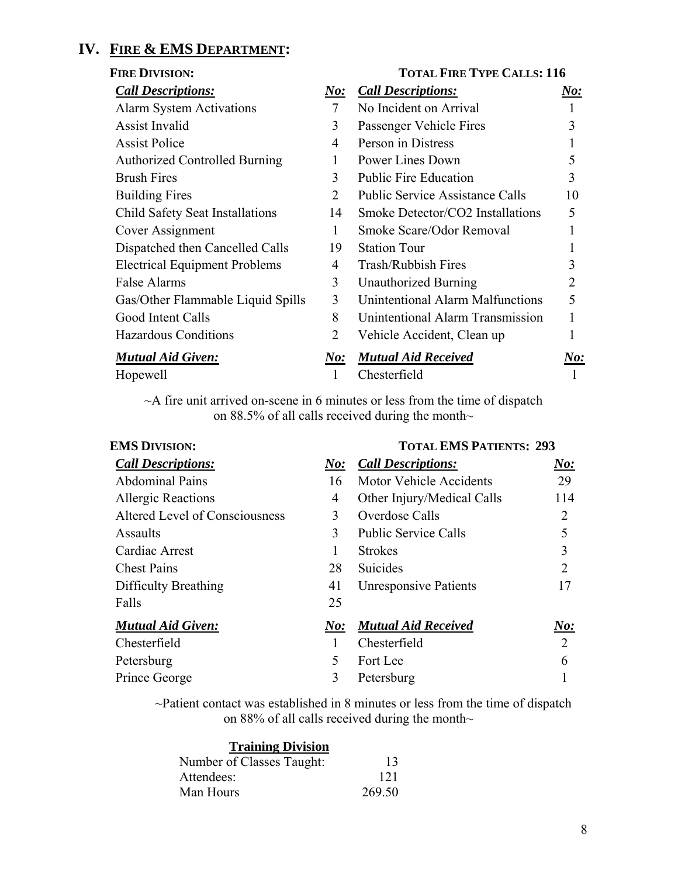# IV. FIRE & EMS DEPARTMENT:

## FIRE DIVISION:

**TOTAL FIRE TYPE CALLS: 116**

| *Call Descriptions:* | *No:* | *Call Descriptions:* | *No:* |
|---|---|---|---|
| Alarm System Activations | 7 | No Incident on Arrival | 1 |
| Assist Invalid | 3 | Passenger Vehicle Fires | 3 |
| Assist Police | 4 | Person in Distress | 1 |
| Authorized Controlled Burning | 1 | Power Lines Down | 5 |
| Brush Fires | 3 | Public Fire Education | 3 |
| Building Fires | 2 | Public Service Assistance Calls | 10 |
| Child Safety Seat Installations | 14 | Smoke Detector/CO2 Installations | 5 |
| Cover Assignment | 1 | Smoke Scare/Odor Removal | 1 |
| Dispatched then Cancelled Calls | 19 | Station Tour | 1 |
| Electrical Equipment Problems | 4 | Trash/Rubbish Fires | 3 |
| False Alarms | 3 | Unauthorized Burning | 2 |
| Gas/Other Flammable Liquid Spills | 3 | Unintentional Alarm Malfunctions | 5 |
| Good Intent Calls | 8 | Unintentional Alarm Transmission | 1 |
| Hazardous Conditions | 2 | Vehicle Accident, Clean up | 1 |
| ***Mutual Aid Given:*** | ***No:*** | ***Mutual Aid Received*** | ***No:*** |
| Hopewell | 1 | Chesterfield | 1 |

~A fire unit arrived on-scene in 6 minutes or less from the time of dispatch on 88.5% of all calls received during the month~

## EMS DIVISION:

**TOTAL EMS PATIENTS: 293**

| *Call Descriptions:* | *No:* | *Call Descriptions:* | *No:* |
|---|---|---|---|
| Abdominal Pains | 16 | Motor Vehicle Accidents | 29 |
| Allergic Reactions | 4 | Other Injury/Medical Calls | 114 |
| Altered Level of Consciousness | 3 | Overdose Calls | 2 |
| Assaults | 3 | Public Service Calls | 5 |
| Cardiac Arrest | 1 | Strokes | 3 |
| Chest Pains | 28 | Suicides | 2 |
| Difficulty Breathing | 41 | Unresponsive Patients | 17 |
| Falls | 25 | | |
| ***Mutual Aid Given:*** | ***No:*** | ***Mutual Aid Received*** | ***No:*** |
| Chesterfield | 1 | Chesterfield | 2 |
| Petersburg | 5 | Fort Lee | 6 |
| Prince George | 3 | Petersburg | 1 |

~Patient contact was established in 8 minutes or less from the time of dispatch on 88% of all calls received during the month~

## Training Division

| | |
|---|---|
| Number of Classes Taught: | 13 |
| Attendees: | 121 |
| Man Hours | 269.50 |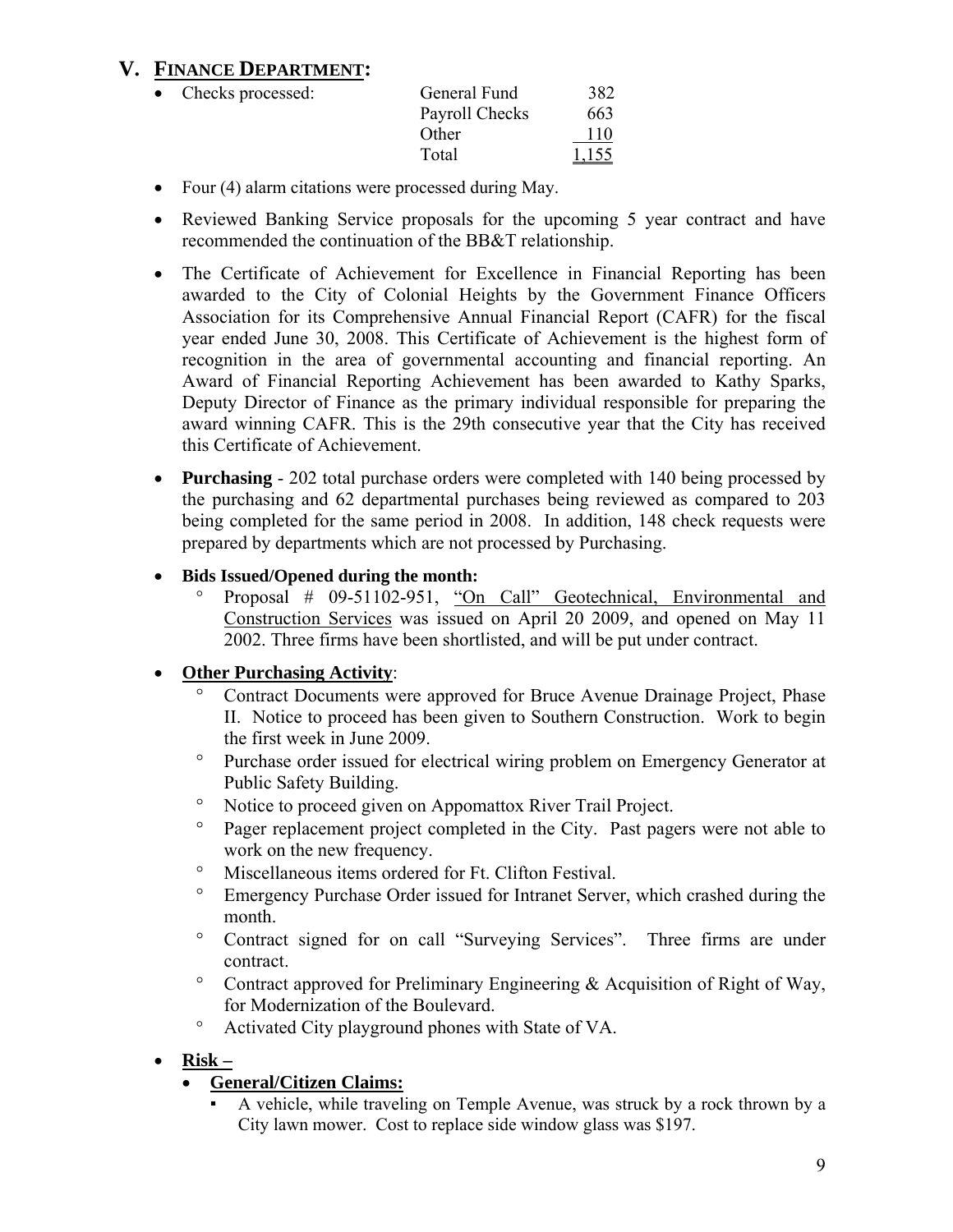## V. <u>FINANCE DEPARTMENT</u>:

- Checks processed:

| | | |
|---|---|---|
| | General Fund | 382 |
| | Payroll Checks | 663 |
| | Other | 110 |
| | Total | 1,155 |

- Four (4) alarm citations were processed during May.
- Reviewed Banking Service proposals for the upcoming 5 year contract and have recommended the continuation of the BB&T relationship.
- The Certificate of Achievement for Excellence in Financial Reporting has been awarded to the City of Colonial Heights by the Government Finance Officers Association for its Comprehensive Annual Financial Report (CAFR) for the fiscal year ended June 30, 2008. This Certificate of Achievement is the highest form of recognition in the area of governmental accounting and financial reporting. An Award of Financial Reporting Achievement has been awarded to Kathy Sparks, Deputy Director of Finance as the primary individual responsible for preparing the award winning CAFR. This is the 29th consecutive year that the City has received this Certificate of Achievement.
- **Purchasing** - 202 total purchase orders were completed with 140 being processed by the purchasing and 62 departmental purchases being reviewed as compared to 203 being completed for the same period in 2008. In addition, 148 check requests were prepared by departments which are not processed by Purchasing.
- **Bids Issued/Opened during the month:**
  - Proposal # 09-51102-951, <u>"On Call" Geotechnical, Environmental and Construction Services</u> was issued on April 20 2009, and opened on May 11 2002. Three firms have been shortlisted, and will be put under contract.
- **<u>Other Purchasing Activity</u>**:
  - Contract Documents were approved for Bruce Avenue Drainage Project, Phase II. Notice to proceed has been given to Southern Construction. Work to begin the first week in June 2009.
  - Purchase order issued for electrical wiring problem on Emergency Generator at Public Safety Building.
  - Notice to proceed given on Appomattox River Trail Project.
  - Pager replacement project completed in the City. Past pagers were not able to work on the new frequency.
  - Miscellaneous items ordered for Ft. Clifton Festival.
  - Emergency Purchase Order issued for Intranet Server, which crashed during the month.
  - Contract signed for on call "Surveying Services". Three firms are under contract.
  - Contract approved for Preliminary Engineering & Acquisition of Right of Way, for Modernization of the Boulevard.
  - Activated City playground phones with State of VA.
- **<u>Risk –</u>**
  - **<u>General/Citizen Claims:</u>**
    - A vehicle, while traveling on Temple Avenue, was struck by a rock thrown by a City lawn mower. Cost to replace side window glass was $197.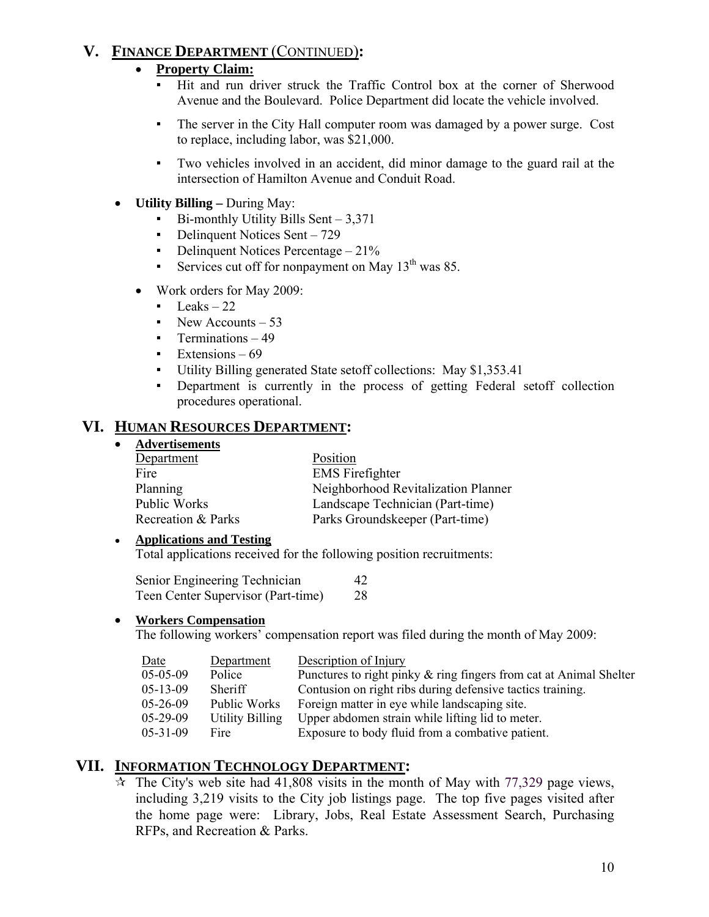## V. FINANCE DEPARTMENT (CONTINUED):

- **Property Claim:**
  - Hit and run driver struck the Traffic Control box at the corner of Sherwood Avenue and the Boulevard. Police Department did locate the vehicle involved.
  - The server in the City Hall computer room was damaged by a power surge. Cost to replace, including labor, was $21,000.
  - Two vehicles involved in an accident, did minor damage to the guard rail at the intersection of Hamilton Avenue and Conduit Road.

- **Utility Billing –** During May:
  - Bi-monthly Utility Bills Sent – 3,371
  - Delinquent Notices Sent – 729
  - Delinquent Notices Percentage – 21%
  - Services cut off for nonpayment on May 13th was 85.

- Work orders for May 2009:
  - Leaks – 22
  - New Accounts – 53
  - Terminations – 49
  - Extensions – 69
  - Utility Billing generated State setoff collections: May $1,353.41
  - Department is currently in the process of getting Federal setoff collection procedures operational.

## VI. HUMAN RESOURCES DEPARTMENT:

- **Advertisements**

| Department | Position |
|---|---|
| Fire | EMS Firefighter |
| Planning | Neighborhood Revitalization Planner |
| Public Works | Landscape Technician (Part-time) |
| Recreation & Parks | Parks Groundskeeper (Part-time) |

- **Applications and Testing**

  Total applications received for the following position recruitments:

| | |
|---|---|
| Senior Engineering Technician | 42 |
| Teen Center Supervisor (Part-time) | 28 |

- **Workers Compensation**

  The following workers' compensation report was filed during the month of May 2009:

| Date | Department | Description of Injury |
|---|---|---|
| 05-05-09 | Police | Punctures to right pinky & ring fingers from cat at Animal Shelter |
| 05-13-09 | Sheriff | Contusion on right ribs during defensive tactics training. |
| 05-26-09 | Public Works | Foreign matter in eye while landscaping site. |
| 05-29-09 | Utility Billing | Upper abdomen strain while lifting lid to meter. |
| 05-31-09 | Fire | Exposure to body fluid from a combative patient. |

## VII. INFORMATION TECHNOLOGY DEPARTMENT:

☆ The City's web site had 41,808 visits in the month of May with 77,329 page views, including 3,219 visits to the City job listings page. The top five pages visited after the home page were: Library, Jobs, Real Estate Assessment Search, Purchasing RFPs, and Recreation & Parks.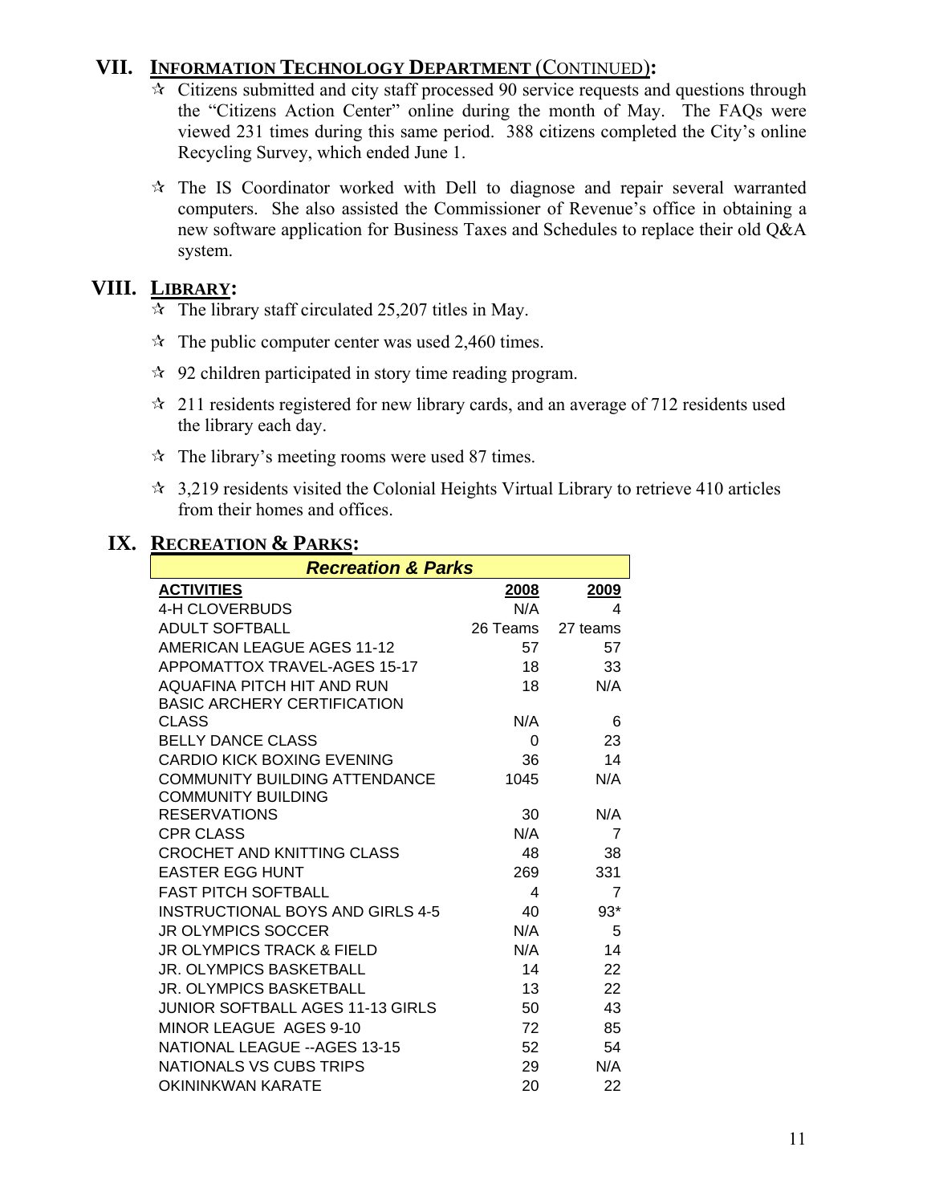## VII. INFORMATION TECHNOLOGY DEPARTMENT (CONTINUED):

- ✰ Citizens submitted and city staff processed 90 service requests and questions through the "Citizens Action Center" online during the month of May. The FAQs were viewed 231 times during this same period. 388 citizens completed the City's online Recycling Survey, which ended June 1.
- ✰ The IS Coordinator worked with Dell to diagnose and repair several warranted computers. She also assisted the Commissioner of Revenue's office in obtaining a new software application for Business Taxes and Schedules to replace their old Q&A system.

## VIII. LIBRARY:

- ✰ The library staff circulated 25,207 titles in May.
- ✰ The public computer center was used 2,460 times.
- ✰ 92 children participated in story time reading program.
- ✰ 211 residents registered for new library cards, and an average of 712 residents used the library each day.
- ✰ The library's meeting rooms were used 87 times.
- ✰ 3,219 residents visited the Colonial Heights Virtual Library to retrieve 410 articles from their homes and offices.

## IX. RECREATION & PARKS:

***Recreation & Parks***

| ACTIVITIES | 2008 | 2009 |
|---|---|---|
| 4-H CLOVERBUDS | N/A | 4 |
| ADULT SOFTBALL | 26 Teams | 27 teams |
| AMERICAN LEAGUE AGES 11-12 | 57 | 57 |
| APPOMATTOX TRAVEL-AGES 15-17 | 18 | 33 |
| AQUAFINA PITCH HIT AND RUN | 18 | N/A |
| BASIC ARCHERY CERTIFICATION CLASS | N/A | 6 |
| BELLY DANCE CLASS | 0 | 23 |
| CARDIO KICK BOXING EVENING | 36 | 14 |
| COMMUNITY BUILDING ATTENDANCE | 1045 | N/A |
| COMMUNITY BUILDING RESERVATIONS | 30 | N/A |
| CPR CLASS | N/A | 7 |
| CROCHET AND KNITTING CLASS | 48 | 38 |
| EASTER EGG HUNT | 269 | 331 |
| FAST PITCH SOFTBALL | 4 | 7 |
| INSTRUCTIONAL BOYS AND GIRLS 4-5 | 40 | 93* |
| JR OLYMPICS SOCCER | N/A | 5 |
| JR OLYMPICS TRACK & FIELD | N/A | 14 |
| JR. OLYMPICS BASKETBALL | 14 | 22 |
| JR. OLYMPICS BASKETBALL | 13 | 22 |
| JUNIOR SOFTBALL AGES 11-13 GIRLS | 50 | 43 |
| MINOR LEAGUE AGES 9-10 | 72 | 85 |
| NATIONAL LEAGUE --AGES 13-15 | 52 | 54 |
| NATIONALS VS CUBS TRIPS | 29 | N/A |
| OKININKWAN KARATE | 20 | 22 |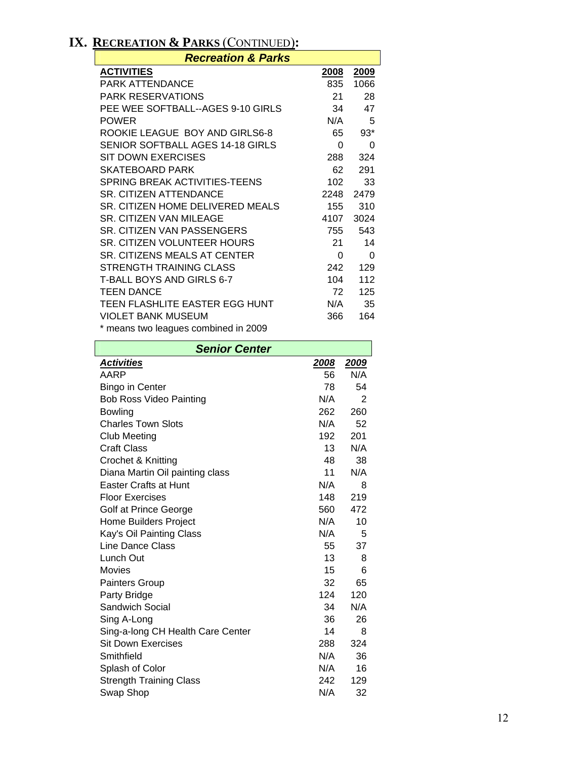# IX. Recreation & Parks (Continued):

| ***Recreation & Parks*** | | |
|---|---|---|
| **ACTIVITIES** | **2008** | **2009** |
| PARK ATTENDANCE | 835 | 1066 |
| PARK RESERVATIONS | 21 | 28 |
| PEE WEE SOFTBALL--AGES 9-10 GIRLS | 34 | 47 |
| POWER | N/A | 5 |
| ROOKIE LEAGUE BOY AND GIRLS6-8 | 65 | 93* |
| SENIOR SOFTBALL AGES 14-18 GIRLS | 0 | 0 |
| SIT DOWN EXERCISES | 288 | 324 |
| SKATEBOARD PARK | 62 | 291 |
| SPRING BREAK ACTIVITIES-TEENS | 102 | 33 |
| SR. CITIZEN ATTENDANCE | 2248 | 2479 |
| SR. CITIZEN HOME DELIVERED MEALS | 155 | 310 |
| SR. CITIZEN VAN MILEAGE | 4107 | 3024 |
| SR. CITIZEN VAN PASSENGERS | 755 | 543 |
| SR. CITIZEN VOLUNTEER HOURS | 21 | 14 |
| SR. CITIZENS MEALS AT CENTER | 0 | 0 |
| STRENGTH TRAINING CLASS | 242 | 129 |
| T-BALL BOYS AND GIRLS 6-7 | 104 | 112 |
| TEEN DANCE | 72 | 125 |
| TEEN FLASHLITE EASTER EGG HUNT | N/A | 35 |
| VIOLET BANK MUSEUM | 366 | 164 |

* means two leagues combined in 2009

| ***Senior Center*** | | |
|---|---|---|
| ***Activities*** | ***2008*** | ***2009*** |
| AARP | 56 | N/A |
| Bingo in Center | 78 | 54 |
| Bob Ross Video Painting | N/A | 2 |
| Bowling | 262 | 260 |
| Charles Town Slots | N/A | 52 |
| Club Meeting | 192 | 201 |
| Craft Class | 13 | N/A |
| Crochet & Knitting | 48 | 38 |
| Diana Martin Oil painting class | 11 | N/A |
| Easter Crafts at Hunt | N/A | 8 |
| Floor Exercises | 148 | 219 |
| Golf at Prince George | 560 | 472 |
| Home Builders Project | N/A | 10 |
| Kay's Oil Painting Class | N/A | 5 |
| Line Dance Class | 55 | 37 |
| Lunch Out | 13 | 8 |
| Movies | 15 | 6 |
| Painters Group | 32 | 65 |
| Party Bridge | 124 | 120 |
| Sandwich Social | 34 | N/A |
| Sing A-Long | 36 | 26 |
| Sing-a-long CH Health Care Center | 14 | 8 |
| Sit Down Exercises | 288 | 324 |
| Smithfield | N/A | 36 |
| Splash of Color | N/A | 16 |
| Strength Training Class | 242 | 129 |
| Swap Shop | N/A | 32 |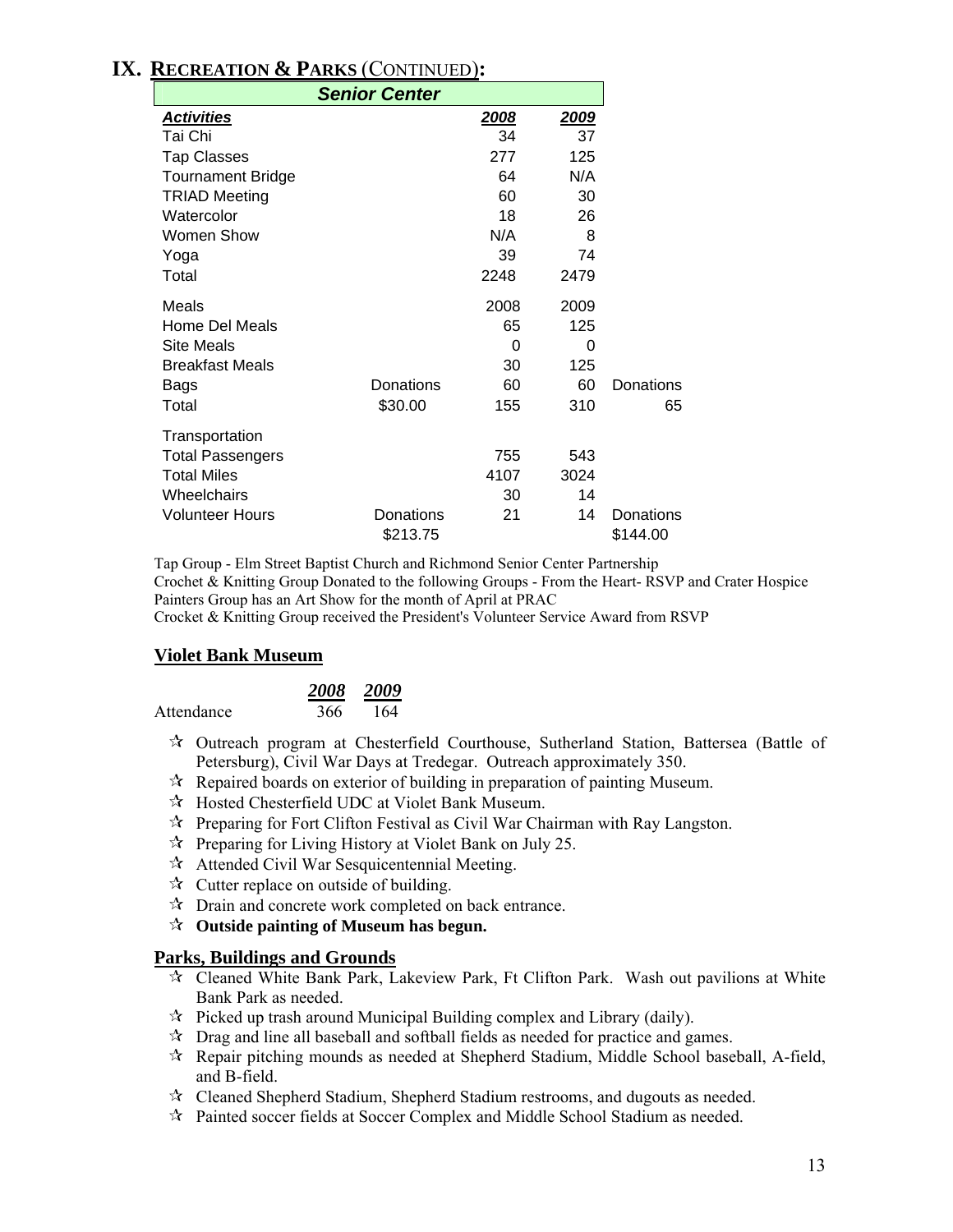# IX. Recreation & Parks (Continued):

| Senior Center | | | | |
|---|---|---|---|---|
| ***Activities*** | | ***2008*** | ***2009*** | |
| Tai Chi | | 34 | 37 | |
| Tap Classes | | 277 | 125 | |
| Tournament Bridge | | 64 | N/A | |
| TRIAD Meeting | | 60 | 30 | |
| Watercolor | | 18 | 26 | |
| Women Show | | N/A | 8 | |
| Yoga | | 39 | 74 | |
| Total | | 2248 | 2479 | |
| Meals | | 2008 | 2009 | |
| Home Del Meals | | 65 | 125 | |
| Site Meals | | 0 | 0 | |
| Breakfast Meals | | 30 | 125 | |
| Bags | Donations | 60 | 60 | Donations |
| Total | $30.00 | 155 | 310 | 65 |
| Transportation | | | | |
| Total Passengers | | 755 | 543 | |
| Total Miles | | 4107 | 3024 | |
| Wheelchairs | | 30 | 14 | |
| Volunteer Hours | Donations | 21 | 14 | Donations |
| | $213.75 | | | $144.00 |

Tap Group - Elm Street Baptist Church and Richmond Senior Center Partnership
Crochet & Knitting Group Donated to the following Groups - From the Heart- RSVP and Crater Hospice
Painters Group has an Art Show for the month of April at PRAC
Crocket & Knitting Group received the President's Volunteer Service Award from RSVP

## Violet Bank Museum

| | *2008* | *2009* |
|---|---|---|
| Attendance | 366 | 164 |

- Outreach program at Chesterfield Courthouse, Sutherland Station, Battersea (Battle of Petersburg), Civil War Days at Tredegar. Outreach approximately 350.
- Repaired boards on exterior of building in preparation of painting Museum.
- Hosted Chesterfield UDC at Violet Bank Museum.
- Preparing for Fort Clifton Festival as Civil War Chairman with Ray Langston.
- Preparing for Living History at Violet Bank on July 25.
- Attended Civil War Sesquicentennial Meeting.
- Cutter replace on outside of building.
- Drain and concrete work completed on back entrance.
- **Outside painting of Museum has begun.**

## Parks, Buildings and Grounds

- Cleaned White Bank Park, Lakeview Park, Ft Clifton Park. Wash out pavilions at White Bank Park as needed.
- Picked up trash around Municipal Building complex and Library (daily).
- Drag and line all baseball and softball fields as needed for practice and games.
- Repair pitching mounds as needed at Shepherd Stadium, Middle School baseball, A-field, and B-field.
- Cleaned Shepherd Stadium, Shepherd Stadium restrooms, and dugouts as needed.
- Painted soccer fields at Soccer Complex and Middle School Stadium as needed.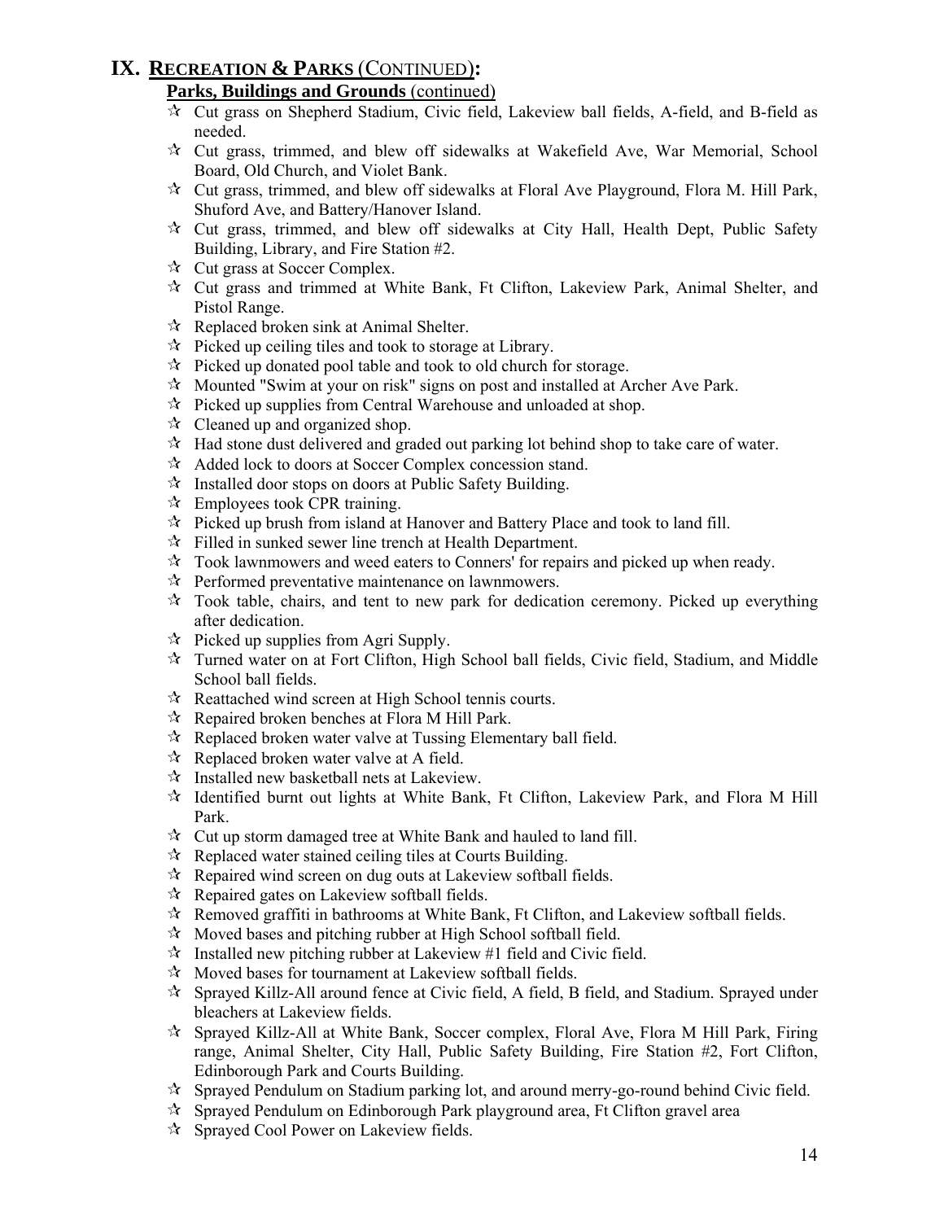# IX. RECREATION & PARKS (CONTINUED):

**Parks, Buildings and Grounds** (continued)

- ☆ Cut grass on Shepherd Stadium, Civic field, Lakeview ball fields, A-field, and B-field as needed.
- ☆ Cut grass, trimmed, and blew off sidewalks at Wakefield Ave, War Memorial, School Board, Old Church, and Violet Bank.
- ☆ Cut grass, trimmed, and blew off sidewalks at Floral Ave Playground, Flora M. Hill Park, Shuford Ave, and Battery/Hanover Island.
- ☆ Cut grass, trimmed, and blew off sidewalks at City Hall, Health Dept, Public Safety Building, Library, and Fire Station #2.
- ☆ Cut grass at Soccer Complex.
- ☆ Cut grass and trimmed at White Bank, Ft Clifton, Lakeview Park, Animal Shelter, and Pistol Range.
- ☆ Replaced broken sink at Animal Shelter.
- ☆ Picked up ceiling tiles and took to storage at Library.
- ☆ Picked up donated pool table and took to old church for storage.
- ☆ Mounted "Swim at your on risk" signs on post and installed at Archer Ave Park.
- ☆ Picked up supplies from Central Warehouse and unloaded at shop.
- ☆ Cleaned up and organized shop.
- ☆ Had stone dust delivered and graded out parking lot behind shop to take care of water.
- ☆ Added lock to doors at Soccer Complex concession stand.
- ☆ Installed door stops on doors at Public Safety Building.
- ☆ Employees took CPR training.
- ☆ Picked up brush from island at Hanover and Battery Place and took to land fill.
- ☆ Filled in sunked sewer line trench at Health Department.
- ☆ Took lawnmowers and weed eaters to Conners' for repairs and picked up when ready.
- ☆ Performed preventative maintenance on lawnmowers.
- ☆ Took table, chairs, and tent to new park for dedication ceremony. Picked up everything after dedication.
- ☆ Picked up supplies from Agri Supply.
- ☆ Turned water on at Fort Clifton, High School ball fields, Civic field, Stadium, and Middle School ball fields.
- ☆ Reattached wind screen at High School tennis courts.
- ☆ Repaired broken benches at Flora M Hill Park.
- ☆ Replaced broken water valve at Tussing Elementary ball field.
- ☆ Replaced broken water valve at A field.
- ☆ Installed new basketball nets at Lakeview.
- ☆ Identified burnt out lights at White Bank, Ft Clifton, Lakeview Park, and Flora M Hill Park.
- ☆ Cut up storm damaged tree at White Bank and hauled to land fill.
- ☆ Replaced water stained ceiling tiles at Courts Building.
- ☆ Repaired wind screen on dug outs at Lakeview softball fields.
- ☆ Repaired gates on Lakeview softball fields.
- ☆ Removed graffiti in bathrooms at White Bank, Ft Clifton, and Lakeview softball fields.
- ☆ Moved bases and pitching rubber at High School softball field.
- ☆ Installed new pitching rubber at Lakeview #1 field and Civic field.
- ☆ Moved bases for tournament at Lakeview softball fields.
- ☆ Sprayed Killz-All around fence at Civic field, A field, B field, and Stadium. Sprayed under bleachers at Lakeview fields.
- ☆ Sprayed Killz-All at White Bank, Soccer complex, Floral Ave, Flora M Hill Park, Firing range, Animal Shelter, City Hall, Public Safety Building, Fire Station #2, Fort Clifton, Edinborough Park and Courts Building.
- ☆ Sprayed Pendulum on Stadium parking lot, and around merry-go-round behind Civic field.
- ☆ Sprayed Pendulum on Edinborough Park playground area, Ft Clifton gravel area
- ☆ Sprayed Cool Power on Lakeview fields.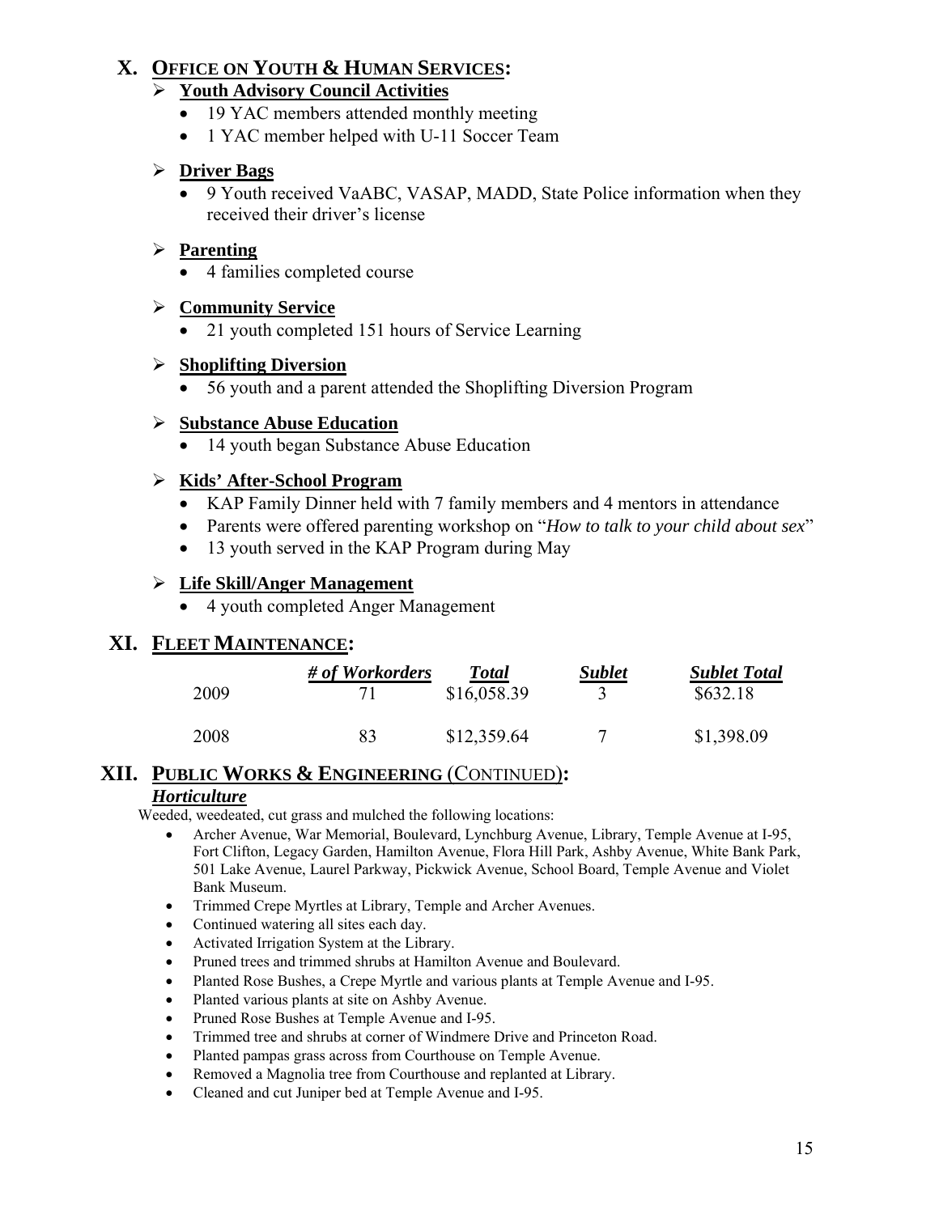## X. OFFICE ON YOUTH & HUMAN SERVICES:

- **Youth Advisory Council Activities**
  - 19 YAC members attended monthly meeting
  - 1 YAC member helped with U-11 Soccer Team

- **Driver Bags**
  - 9 Youth received VaABC, VASAP, MADD, State Police information when they received their driver's license

- **Parenting**
  - 4 families completed course

- **Community Service**
  - 21 youth completed 151 hours of Service Learning

- **Shoplifting Diversion**
  - 56 youth and a parent attended the Shoplifting Diversion Program

- **Substance Abuse Education**
  - 14 youth began Substance Abuse Education

- **Kids' After-School Program**
  - KAP Family Dinner held with 7 family members and 4 mentors in attendance
  - Parents were offered parenting workshop on "*How to talk to your child about sex*"
  - 13 youth served in the KAP Program during May

- **Life Skill/Anger Management**
  - 4 youth completed Anger Management

## XI. FLEET MAINTENANCE:

| | *# of Workorders* | *Total* | *Sublet* | *Sublet Total* |
|---|---|---|---|---|
| 2009 | 71 | $16,058.39 | 3 | $632.18 |
| 2008 | 83 | $12,359.64 | 7 | $1,398.09 |

## XII. PUBLIC WORKS & ENGINEERING (CONTINUED):

### *Horticulture*

Weeded, weedeated, cut grass and mulched the following locations:

- Archer Avenue, War Memorial, Boulevard, Lynchburg Avenue, Library, Temple Avenue at I-95, Fort Clifton, Legacy Garden, Hamilton Avenue, Flora Hill Park, Ashby Avenue, White Bank Park, 501 Lake Avenue, Laurel Parkway, Pickwick Avenue, School Board, Temple Avenue and Violet Bank Museum.
- Trimmed Crepe Myrtles at Library, Temple and Archer Avenues.
- Continued watering all sites each day.
- Activated Irrigation System at the Library.
- Pruned trees and trimmed shrubs at Hamilton Avenue and Boulevard.
- Planted Rose Bushes, a Crepe Myrtle and various plants at Temple Avenue and I-95.
- Planted various plants at site on Ashby Avenue.
- Pruned Rose Bushes at Temple Avenue and I-95.
- Trimmed tree and shrubs at corner of Windmere Drive and Princeton Road.
- Planted pampas grass across from Courthouse on Temple Avenue.
- Removed a Magnolia tree from Courthouse and replanted at Library.
- Cleaned and cut Juniper bed at Temple Avenue and I-95.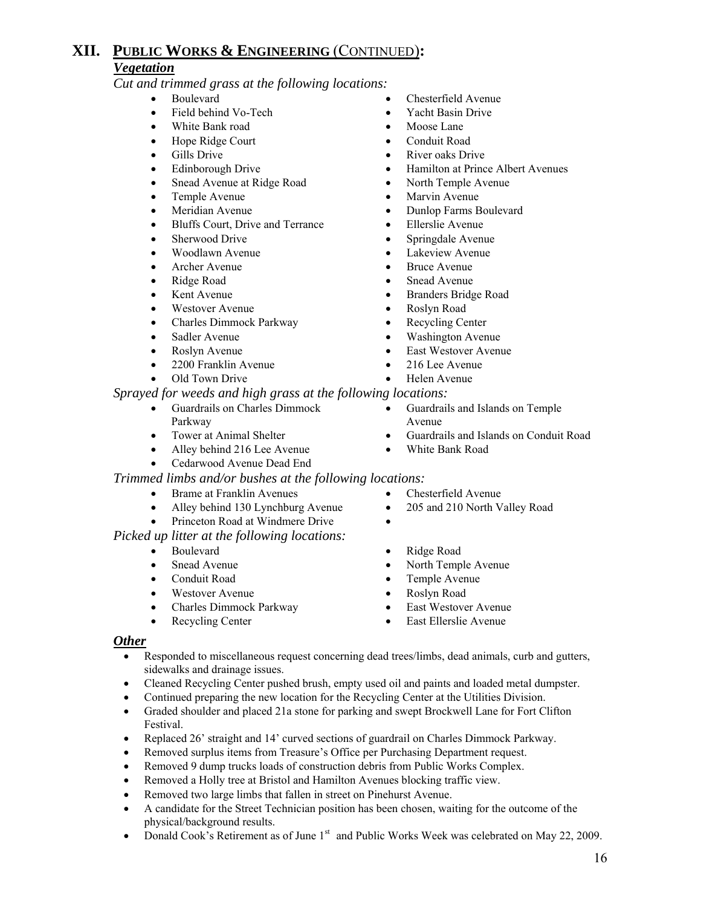# XII. PUBLIC WORKS & ENGINEERING (CONTINUED):

## *Vegetation*

*Cut and trimmed grass at the following locations:*

- Boulevard
- Field behind Vo-Tech
- White Bank road
- Hope Ridge Court
- Gills Drive
- Edinborough Drive
- Snead Avenue at Ridge Road
- Temple Avenue
- Meridian Avenue
- Bluffs Court, Drive and Terrance
- Sherwood Drive
- Woodlawn Avenue
- Archer Avenue
- Ridge Road
- Kent Avenue
- Westover Avenue
- Charles Dimmock Parkway
- Sadler Avenue
- Roslyn Avenue
- 2200 Franklin Avenue
- Old Town Drive
- Chesterfield Avenue
- Yacht Basin Drive
- Moose Lane
- Conduit Road
- River oaks Drive
- Hamilton at Prince Albert Avenues
- North Temple Avenue
- Marvin Avenue
- Dunlop Farms Boulevard
- Ellerslie Avenue
- Springdale Avenue
- Lakeview Avenue
- Bruce Avenue
- Snead Avenue
- Branders Bridge Road
- Roslyn Road
- Recycling Center
- Washington Avenue
- East Westover Avenue
- 216 Lee Avenue
- Helen Avenue

*Sprayed for weeds and high grass at the following locations:*

- Guardrails on Charles Dimmock Parkway
- Tower at Animal Shelter
- Alley behind 216 Lee Avenue
- Cedarwood Avenue Dead End
- Guardrails and Islands on Temple Avenue
- Guardrails and Islands on Conduit Road
- White Bank Road

*Trimmed limbs and/or bushes at the following locations:*

- Brame at Franklin Avenues
- Alley behind 130 Lynchburg Avenue
- Princeton Road at Windmere Drive
- Chesterfield Avenue
- 205 and 210 North Valley Road

*Picked up litter at the following locations:*

- Boulevard
- Snead Avenue
- Conduit Road
- Westover Avenue
- Charles Dimmock Parkway
- Recycling Center
- Ridge Road
- North Temple Avenue
- Temple Avenue
- Roslyn Road
- East Westover Avenue
- East Ellerslie Avenue

## *Other*

- Responded to miscellaneous request concerning dead trees/limbs, dead animals, curb and gutters, sidewalks and drainage issues.
- Cleaned Recycling Center pushed brush, empty used oil and paints and loaded metal dumpster.
- Continued preparing the new location for the Recycling Center at the Utilities Division.
- Graded shoulder and placed 21a stone for parking and swept Brockwell Lane for Fort Clifton Festival.
- Replaced 26' straight and 14' curved sections of guardrail on Charles Dimmock Parkway.
- Removed surplus items from Treasure's Office per Purchasing Department request.
- Removed 9 dump trucks loads of construction debris from Public Works Complex.
- Removed a Holly tree at Bristol and Hamilton Avenues blocking traffic view.
- Removed two large limbs that fallen in street on Pinehurst Avenue.
- A candidate for the Street Technician position has been chosen, waiting for the outcome of the physical/background results.
- Donald Cook's Retirement as of June 1st and Public Works Week was celebrated on May 22, 2009.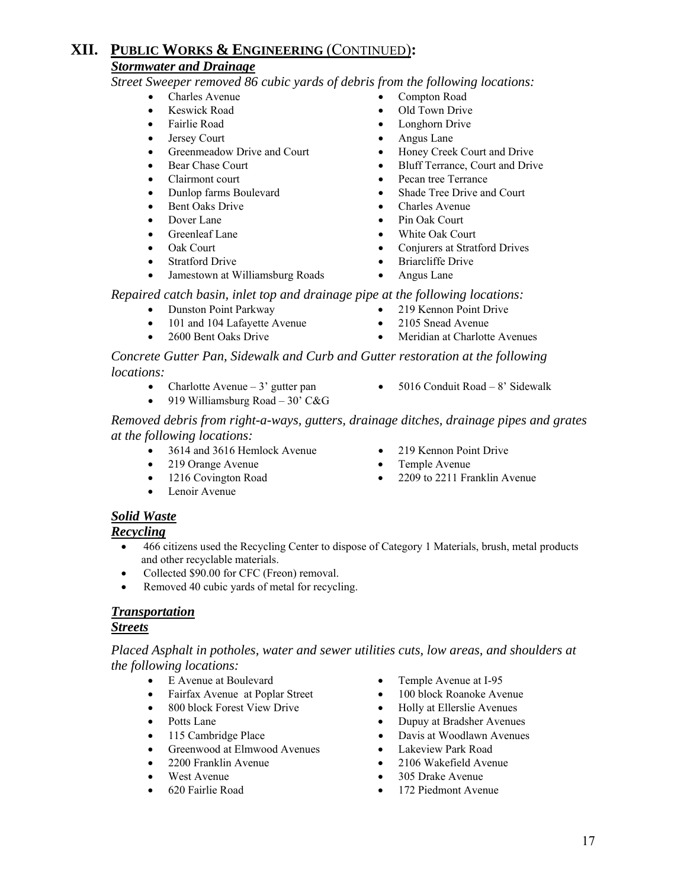# XII. PUBLIC WORKS & ENGINEERING (CONTINUED):

### *Stormwater and Drainage*

*Street Sweeper removed 86 cubic yards of debris from the following locations:*

- Charles Avenue
- Keswick Road
- Fairlie Road
- Jersey Court
- Greenmeadow Drive and Court
- Bear Chase Court
- Clairmont court
- Dunlop farms Boulevard
- Bent Oaks Drive
- Dover Lane
- Greenleaf Lane
- Oak Court
- Stratford Drive
- Jamestown at Williamsburg Roads
- Compton Road
- Old Town Drive
- Longhorn Drive
- Angus Lane
- Honey Creek Court and Drive
- Bluff Terrance, Court and Drive
- Pecan tree Terrance
- Shade Tree Drive and Court
- Charles Avenue
- Pin Oak Court
- White Oak Court
- Conjurers at Stratford Drives
- Briarcliffe Drive
- Angus Lane

*Repaired catch basin, inlet top and drainage pipe at the following locations:*

- Dunston Point Parkway
- 101 and 104 Lafayette Avenue
- 2600 Bent Oaks Drive
- 219 Kennon Point Drive
- 2105 Snead Avenue
- Meridian at Charlotte Avenues

*Concrete Gutter Pan, Sidewalk and Curb and Gutter restoration at the following locations:*

- Charlotte Avenue – 3' gutter pan
- 919 Williamsburg Road – 30' C&G
- 5016 Conduit Road – 8' Sidewalk

*Removed debris from right-a-ways, gutters, drainage ditches, drainage pipes and grates at the following locations:*

- 3614 and 3616 Hemlock Avenue
- 219 Orange Avenue
- 1216 Covington Road
- Lenoir Avenue
- 219 Kennon Point Drive
- Temple Avenue
- 2209 to 2211 Franklin Avenue

### *Solid Waste*

#### *Recycling*

- 466 citizens used the Recycling Center to dispose of Category 1 Materials, brush, metal products and other recyclable materials.
- Collected $90.00 for CFC (Freon) removal.
- Removed 40 cubic yards of metal for recycling.

### *Transportation*

#### *Streets*

*Placed Asphalt in potholes, water and sewer utilities cuts, low areas, and shoulders at the following locations:*

- E Avenue at Boulevard
- Fairfax Avenue at Poplar Street
- 800 block Forest View Drive
- Potts Lane
- 115 Cambridge Place
- Greenwood at Elmwood Avenues
- 2200 Franklin Avenue
- West Avenue
- 620 Fairlie Road
- Temple Avenue at I-95
- 100 block Roanoke Avenue
- Holly at Ellerslie Avenues
- Dupuy at Bradsher Avenues
- Davis at Woodlawn Avenues
- Lakeview Park Road
- 2106 Wakefield Avenue
- 305 Drake Avenue
- 172 Piedmont Avenue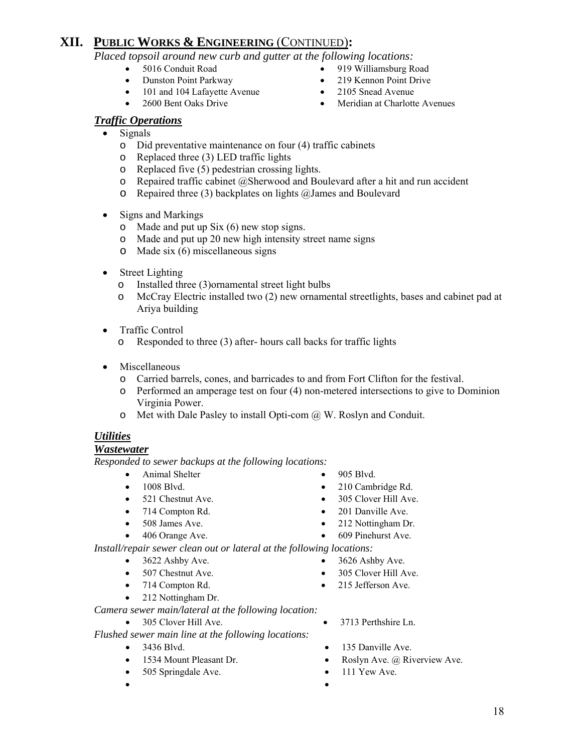## XII. PUBLIC WORKS & ENGINEERING (CONTINUED):

*Placed topsoil around new curb and gutter at the following locations:*

- 5016 Conduit Road
- Dunston Point Parkway
- 101 and 104 Lafayette Avenue
- 2600 Bent Oaks Drive
- 919 Williamsburg Road
- 219 Kennon Point Drive
- 2105 Snead Avenue
- Meridian at Charlotte Avenues

### *Traffic Operations*

- Signals
    - Did preventative maintenance on four (4) traffic cabinets
    - Replaced three (3) LED traffic lights
    - Replaced five (5) pedestrian crossing lights.
    - Repaired traffic cabinet @Sherwood and Boulevard after a hit and run accident
    - Repaired three (3) backplates on lights @James and Boulevard
- Signs and Markings
    - Made and put up Six (6) new stop signs.
    - Made and put up 20 new high intensity street name signs
    - Made six (6) miscellaneous signs
- Street Lighting
    - Installed three (3)ornamental street light bulbs
    - McCray Electric installed two (2) new ornamental streetlights, bases and cabinet pad at Ariya building
- Traffic Control
    - Responded to three (3) after- hours call backs for traffic lights
- Miscellaneous
    - Carried barrels, cones, and barricades to and from Fort Clifton for the festival.
    - Performed an amperage test on four (4) non-metered intersections to give to Dominion Virginia Power.
    - Met with Dale Pasley to install Opti-com @ W. Roslyn and Conduit.

### *Utilities*

### *Wastewater*

*Responded to sewer backups at the following locations:*

- Animal Shelter
- 1008 Blvd.
- 521 Chestnut Ave.
- 714 Compton Rd.
- 508 James Ave.
- 406 Orange Ave.
- 905 Blvd.
- 210 Cambridge Rd.
- 305 Clover Hill Ave.
- 201 Danville Ave.
- 212 Nottingham Dr.
- 609 Pinehurst Ave.

*Install/repair sewer clean out or lateral at the following locations:*

- 3622 Ashby Ave.
- 507 Chestnut Ave.
- 714 Compton Rd.
- 212 Nottingham Dr.
- 3626 Ashby Ave.
- 305 Clover Hill Ave.
- 215 Jefferson Ave.

*Camera sewer main/lateral at the following location:*

- 305 Clover Hill Ave.
- 3713 Perthshire Ln.

*Flushed sewer main line at the following locations:*

- 3436 Blvd.
- 1534 Mount Pleasant Dr.
- 505 Springdale Ave.
- 135 Danville Ave.
- Roslyn Ave. @ Riverview Ave.
- 111 Yew Ave.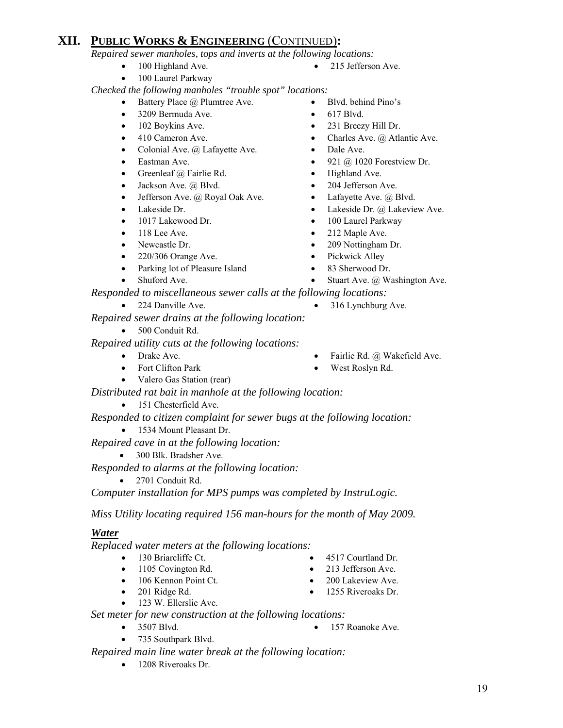# XII. PUBLIC WORKS & ENGINEERING (CONTINUED):

*Repaired sewer manholes, tops and inverts at the following locations:*

- 100 Highland Ave.
- 100 Laurel Parkway
- 215 Jefferson Ave.

*Checked the following manholes "trouble spot" locations:*

- Battery Place @ Plumtree Ave.
- 3209 Bermuda Ave.
- 102 Boykins Ave.
- 410 Cameron Ave.
- Colonial Ave. @ Lafayette Ave.
- Eastman Ave.
- Greenleaf @ Fairlie Rd.
- Jackson Ave. @ Blvd.
- Jefferson Ave. @ Royal Oak Ave.
- Lakeside Dr.
- 1017 Lakewood Dr.
- 118 Lee Ave.
- Newcastle Dr.
- 220/306 Orange Ave.
- Parking lot of Pleasure Island
- Shuford Ave.
- Blvd. behind Pino's
- 617 Blvd.
- 231 Breezy Hill Dr.
- Charles Ave. @ Atlantic Ave.
- Dale Ave.
- 921 @ 1020 Forestview Dr.
- Highland Ave.
- 204 Jefferson Ave.
- Lafayette Ave. @ Blvd.
- Lakeside Dr. @ Lakeview Ave.
- 100 Laurel Parkway
- 212 Maple Ave.
- 209 Nottingham Dr.
- Pickwick Alley
- 83 Sherwood Dr.
- Stuart Ave. @ Washington Ave.

*Responded to miscellaneous sewer calls at the following locations:*

- 224 Danville Ave.
- 316 Lynchburg Ave.

*Repaired sewer drains at the following location:*

- 500 Conduit Rd.

*Repaired utility cuts at the following locations:*

- Drake Ave.
- Fort Clifton Park
- Valero Gas Station (rear)
- Fairlie Rd. @ Wakefield Ave.
- West Roslyn Rd.

*Distributed rat bait in manhole at the following location:*

- 151 Chesterfield Ave.

*Responded to citizen complaint for sewer bugs at the following location:*

- 1534 Mount Pleasant Dr.

*Repaired cave in at the following location:*

- 300 Blk. Bradsher Ave.

*Responded to alarms at the following location:*

- 2701 Conduit Rd.

*Computer installation for MPS pumps was completed by InstruLogic.*

*Miss Utility locating required 156 man-hours for the month of May 2009.*

### ***Water***

*Replaced water meters at the following locations:*

- 130 Briarcliffe Ct.
- 1105 Covington Rd.
- 106 Kennon Point Ct.
- 201 Ridge Rd.
- 123 W. Ellerslie Ave.
- 4517 Courtland Dr.
- 213 Jefferson Ave.
- 200 Lakeview Ave.
- 1255 Riveroaks Dr.

*Set meter for new construction at the following locations:*

- 3507 Blvd.
- 735 Southpark Blvd.
- 157 Roanoke Ave.

*Repaired main line water break at the following location:*

- 1208 Riveroaks Dr.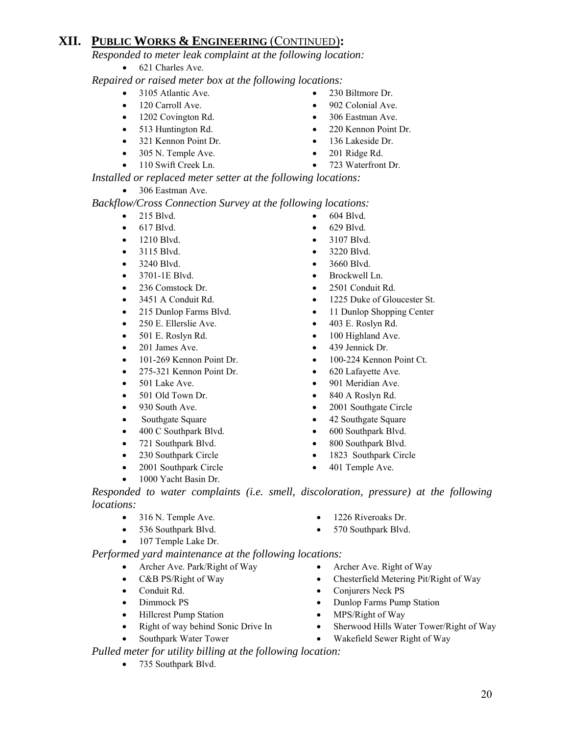## XII. PUBLIC WORKS & ENGINEERING (CONTINUED):

*Responded to meter leak complaint at the following location:*

- 621 Charles Ave.

*Repaired or raised meter box at the following locations:*

- 3105 Atlantic Ave.
- 230 Biltmore Dr.
- 120 Carroll Ave.
- 902 Colonial Ave.
- 1202 Covington Rd.
- 306 Eastman Ave.
- 513 Huntington Rd.
- 220 Kennon Point Dr.
- 321 Kennon Point Dr.
- 136 Lakeside Dr.
- 305 N. Temple Ave.
- 201 Ridge Rd.
- 110 Swift Creek Ln.
- 723 Waterfront Dr.

*Installed or replaced meter setter at the following locations:*

- 306 Eastman Ave.

*Backflow/Cross Connection Survey at the following locations:*

- 215 Blvd.
- 604 Blvd.
- 617 Blvd.
- 629 Blvd.
- 1210 Blvd.
- 3107 Blvd.
- 3115 Blvd.
- 3220 Blvd.
- 3240 Blvd.
- 3660 Blvd.
- 3701-1E Blvd.
- Brockwell Ln.
- 236 Comstock Dr.
- 2501 Conduit Rd.
- 3451 A Conduit Rd.
- 1225 Duke of Gloucester St.
- 215 Dunlop Farms Blvd.
- 11 Dunlop Shopping Center
- 250 E. Ellerslie Ave.
- 403 E. Roslyn Rd.
- 501 E. Roslyn Rd.
- 100 Highland Ave.
- 201 James Ave.
- 439 Jennick Dr.
- 101-269 Kennon Point Dr.
- 100-224 Kennon Point Ct.
- 275-321 Kennon Point Dr.
- 620 Lafayette Ave.
- 501 Lake Ave.
- 901 Meridian Ave.
- 501 Old Town Dr.
- 840 A Roslyn Rd.
- 930 South Ave.
- 2001 Southgate Circle
- Southgate Square
- 42 Southgate Square
- 400 C Southpark Blvd.
- 600 Southpark Blvd.
- 721 Southpark Blvd.
- 800 Southpark Blvd.
- 230 Southpark Circle
- 1823 Southpark Circle
- 2001 Southpark Circle
- 401 Temple Ave.
- 1000 Yacht Basin Dr.

*Responded to water complaints (i.e. smell, discoloration, pressure) at the following locations:*

- 316 N. Temple Ave.
- 1226 Riveroaks Dr.
- 536 Southpark Blvd.
- 570 Southpark Blvd.
- 107 Temple Lake Dr.

*Performed yard maintenance at the following locations:*

- Archer Ave. Park/Right of Way
- Archer Ave. Right of Way
- C&B PS/Right of Way
- Chesterfield Metering Pit/Right of Way
- Conduit Rd.
- Conjurers Neck PS
- Dimmock PS
- Dunlop Farms Pump Station
- Hillcrest Pump Station
- MPS/Right of Way
- Right of way behind Sonic Drive In
- Sherwood Hills Water Tower/Right of Way
- Southpark Water Tower
- Wakefield Sewer Right of Way

*Pulled meter for utility billing at the following location:*

- 735 Southpark Blvd.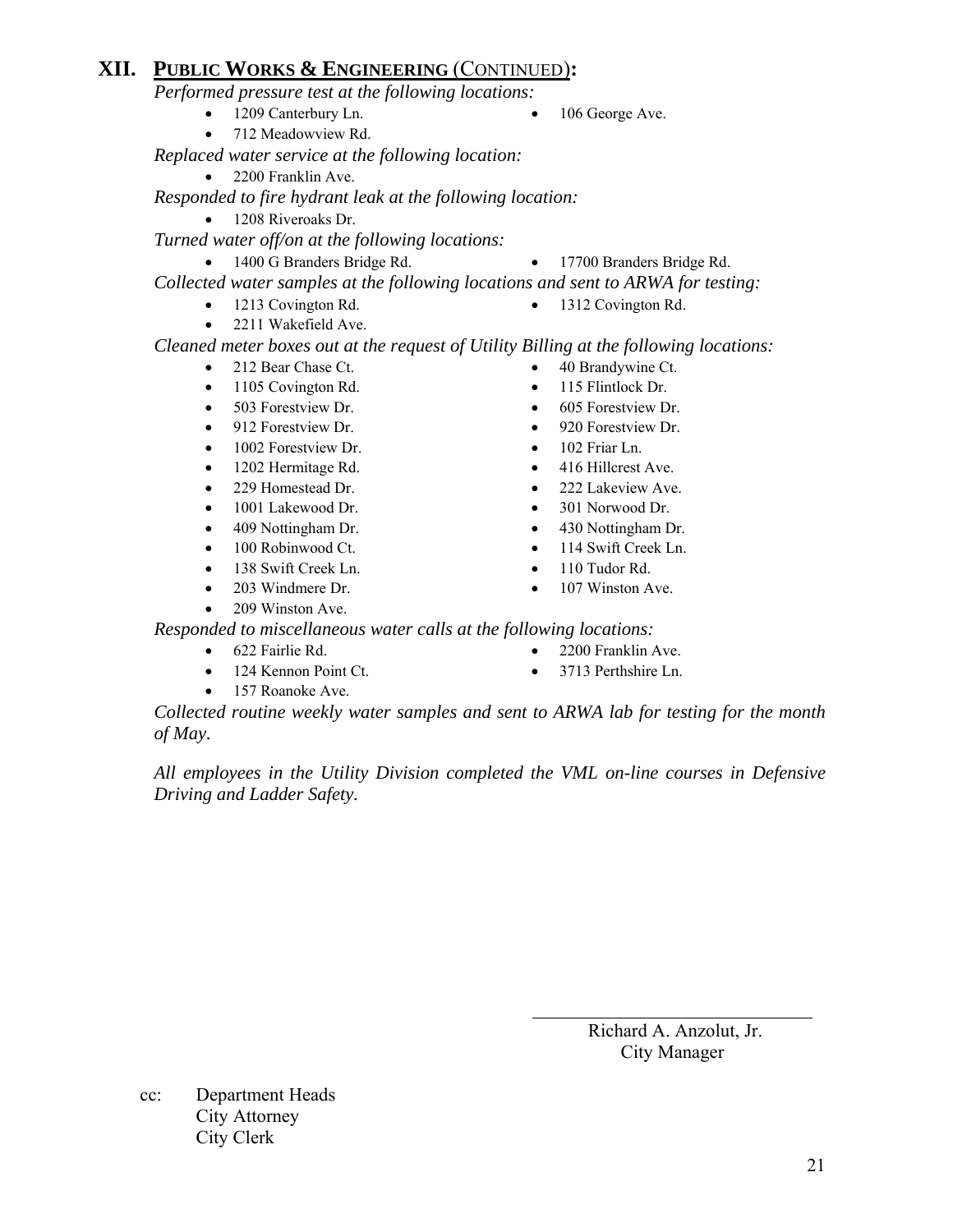## XII. PUBLIC WORKS & ENGINEERING (CONTINUED):

*Performed pressure test at the following locations:*

- 1209 Canterbury Ln.
- 106 George Ave.
- 712 Meadowview Rd.

*Replaced water service at the following location:*

- 2200 Franklin Ave.

*Responded to fire hydrant leak at the following location:*

- 1208 Riveroaks Dr.

*Turned water off/on at the following locations:*

- 1400 G Branders Bridge Rd.
- 17700 Branders Bridge Rd.

*Collected water samples at the following locations and sent to ARWA for testing:*

- 1213 Covington Rd.
- 1312 Covington Rd.
- 2211 Wakefield Ave.

*Cleaned meter boxes out at the request of Utility Billing at the following locations:*

- 212 Bear Chase Ct.
- 40 Brandywine Ct.
- 1105 Covington Rd.
- 115 Flintlock Dr.
- 503 Forestview Dr.
- 605 Forestview Dr.
- 912 Forestview Dr.
- 920 Forestview Dr.
- 1002 Forestview Dr.
- 102 Friar Ln.
- 1202 Hermitage Rd.
- 416 Hillcrest Ave.
- 229 Homestead Dr.
- 222 Lakeview Ave.
- 1001 Lakewood Dr.
- 301 Norwood Dr.
- 409 Nottingham Dr.
- 430 Nottingham Dr.
- 100 Robinwood Ct.
- 114 Swift Creek Ln.
- 138 Swift Creek Ln.
- 110 Tudor Rd.
- 203 Windmere Dr.
- 107 Winston Ave.
- 209 Winston Ave.

*Responded to miscellaneous water calls at the following locations:*

- 622 Fairlie Rd.
- 2200 Franklin Ave.
- 124 Kennon Point Ct.
- 3713 Perthshire Ln.
- 157 Roanoke Ave.

*Collected routine weekly water samples and sent to ARWA lab for testing for the month of May.*

*All employees in the Utility Division completed the VML on-line courses in Defensive Driving and Ladder Safety.*

Richard A. Anzolut, Jr.
City Manager

cc: Department Heads
City Attorney
City Clerk